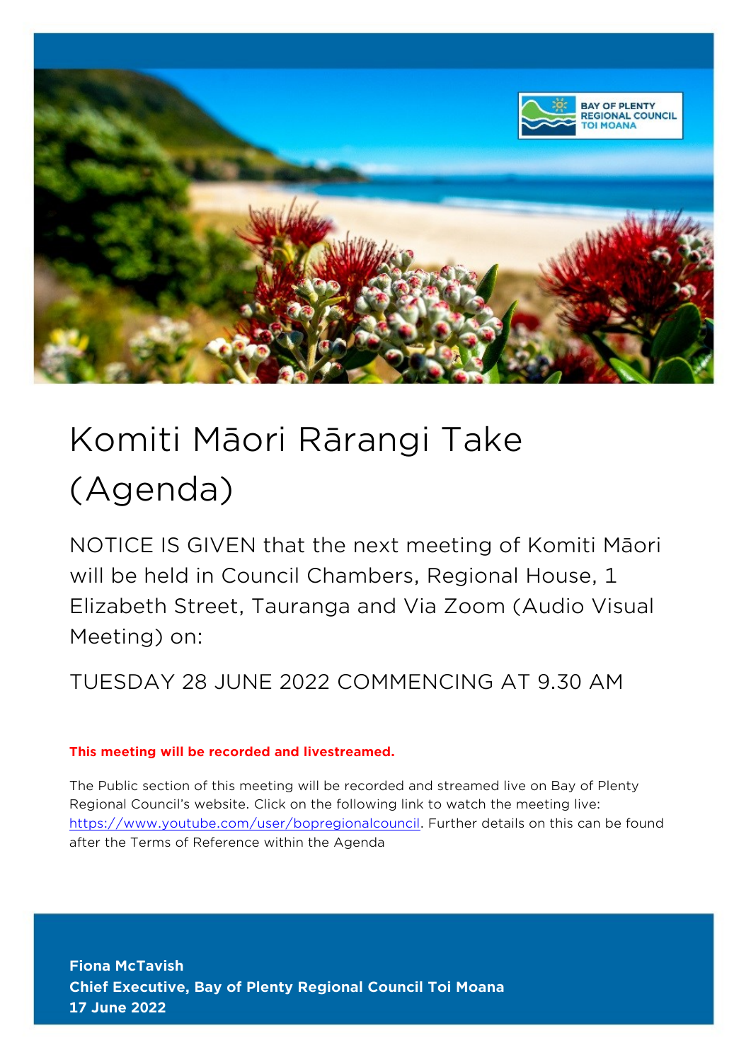# Komiti Māori Rārangi Take (Agenda)

NOTICE IS GIVEN that the next meeting of Komiti Māori will be held in Council Chambers, Regional House, 1 Elizabeth Street, Tauranga and Via Zoom (Audio Visual Meeting) on:

TUESDAY 28 JUNE 2022 COMMENCING AT 9.30 AM

**This meeting will be recorded and livestreamed.**

The Public section of this meeting will be recorded and streamed live on Bay of Plenty Regional Council's website. Click on the following link to watch the meeting live: https://www.youtube.com/user/bopregionalcouncil. Further details on this can be found after the Terms of Reference within the Agenda

**Fiona McTavish**
**Chief Executive, Bay of Plenty Regional Council Toi Moana**
**17 June 2022**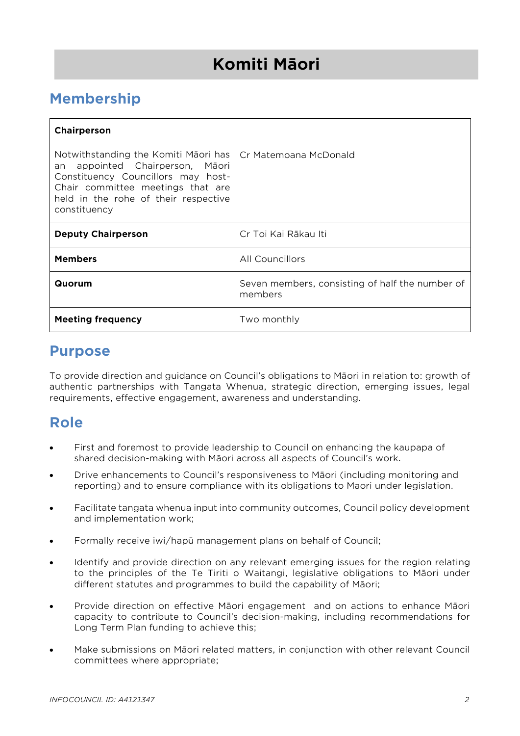# Komiti Māori

## Membership

| Chairperson<br><br>Notwithstanding the Komiti Māori has an appointed Chairperson, Māori Constituency Councillors may host-Chair committee meetings that are held in the rohe of their respective constituency | Cr Matemoana McDonald |
|---|---|
| **Deputy Chairperson** | Cr Toi Kai Rākau Iti |
| **Members** | All Councillors |
| **Quorum** | Seven members, consisting of half the number of members |
| **Meeting frequency** | Two monthly |

## Purpose

To provide direction and guidance on Council's obligations to Māori in relation to: growth of authentic partnerships with Tangata Whenua, strategic direction, emerging issues, legal requirements, effective engagement, awareness and understanding.

## Role

- First and foremost to provide leadership to Council on enhancing the kaupapa of shared decision-making with Māori across all aspects of Council's work.
- Drive enhancements to Council's responsiveness to Māori (including monitoring and reporting) and to ensure compliance with its obligations to Maori under legislation.
- Facilitate tangata whenua input into community outcomes, Council policy development and implementation work;
- Formally receive iwi/hapū management plans on behalf of Council;
- Identify and provide direction on any relevant emerging issues for the region relating to the principles of the Te Tiriti o Waitangi, legislative obligations to Māori under different statutes and programmes to build the capability of Māori;
- Provide direction on effective Māori engagement and on actions to enhance Māori capacity to contribute to Council's decision-making, including recommendations for Long Term Plan funding to achieve this;
- Make submissions on Māori related matters, in conjunction with other relevant Council committees where appropriate;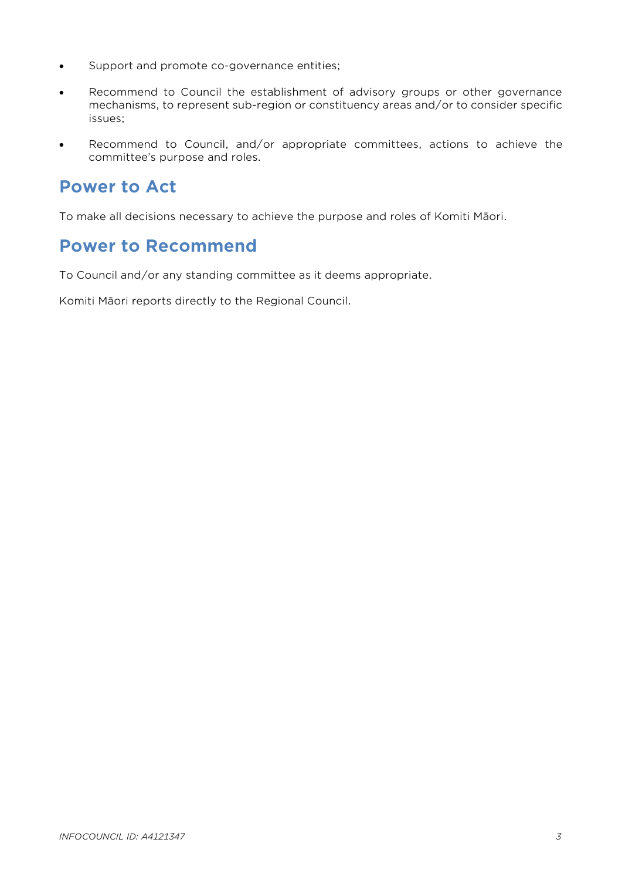- Support and promote co-governance entities;
- Recommend to Council the establishment of advisory groups or other governance mechanisms, to represent sub-region or constituency areas and/or to consider specific issues;
- Recommend to Council, and/or appropriate committees, actions to achieve the committee's purpose and roles.

## Power to Act

To make all decisions necessary to achieve the purpose and roles of Komiti Māori.

## Power to Recommend

To Council and/or any standing committee as it deems appropriate.

Komiti Māori reports directly to the Regional Council.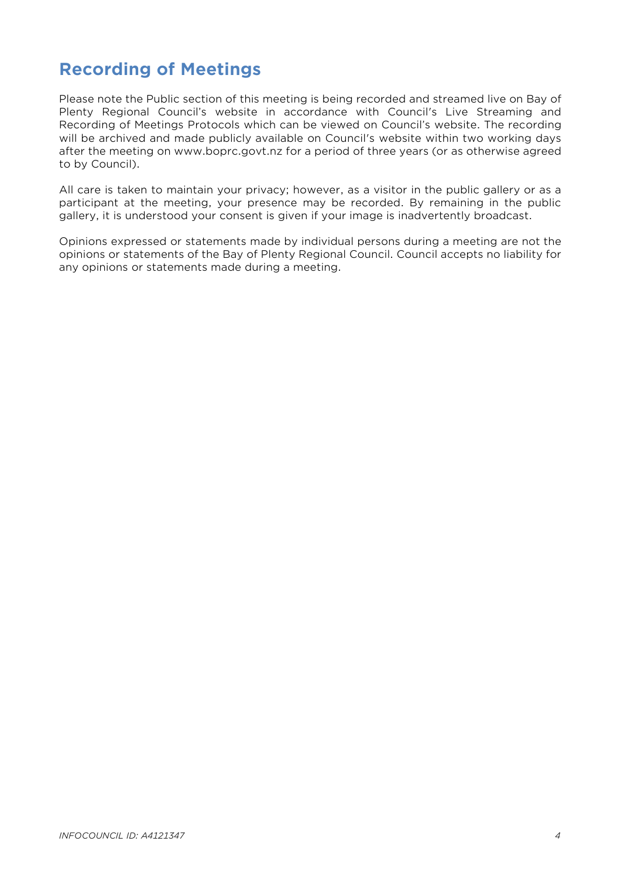## Recording of Meetings

Please note the Public section of this meeting is being recorded and streamed live on Bay of Plenty Regional Council's website in accordance with Council's Live Streaming and Recording of Meetings Protocols which can be viewed on Council's website. The recording will be archived and made publicly available on Council's website within two working days after the meeting on www.boprc.govt.nz for a period of three years (or as otherwise agreed to by Council).

All care is taken to maintain your privacy; however, as a visitor in the public gallery or as a participant at the meeting, your presence may be recorded. By remaining in the public gallery, it is understood your consent is given if your image is inadvertently broadcast.

Opinions expressed or statements made by individual persons during a meeting are not the opinions or statements of the Bay of Plenty Regional Council. Council accepts no liability for any opinions or statements made during a meeting.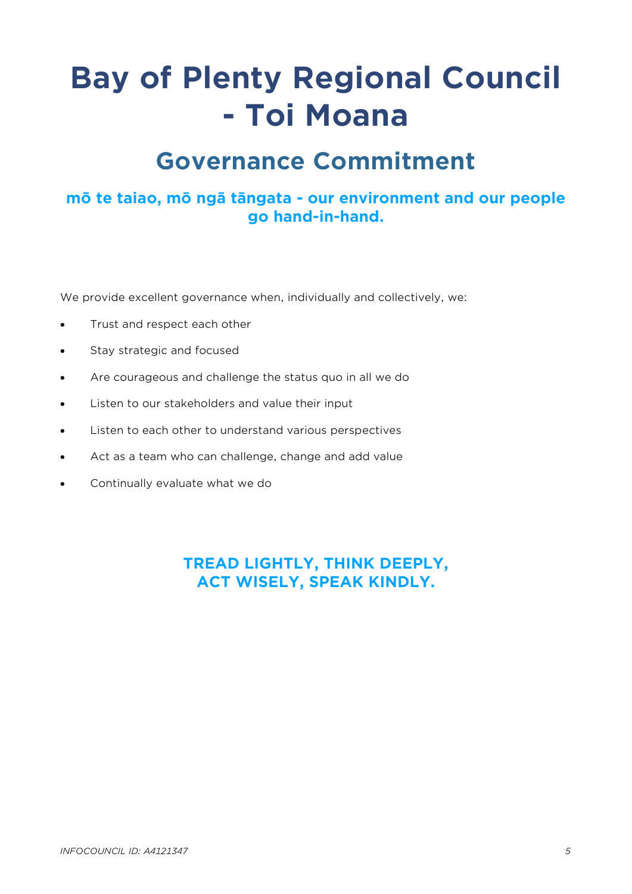# Bay of Plenty Regional Council - Toi Moana

## Governance Commitment

### mō te taiao, mō ngā tāngata - our environment and our people go hand-in-hand.

We provide excellent governance when, individually and collectively, we:

- Trust and respect each other
- Stay strategic and focused
- Are courageous and challenge the status quo in all we do
- Listen to our stakeholders and value their input
- Listen to each other to understand various perspectives
- Act as a team who can challenge, change and add value
- Continually evaluate what we do

**TREAD LIGHTLY, THINK DEEPLY,
ACT WISELY, SPEAK KINDLY.**

*INFOCOUNCIL ID: A4121347*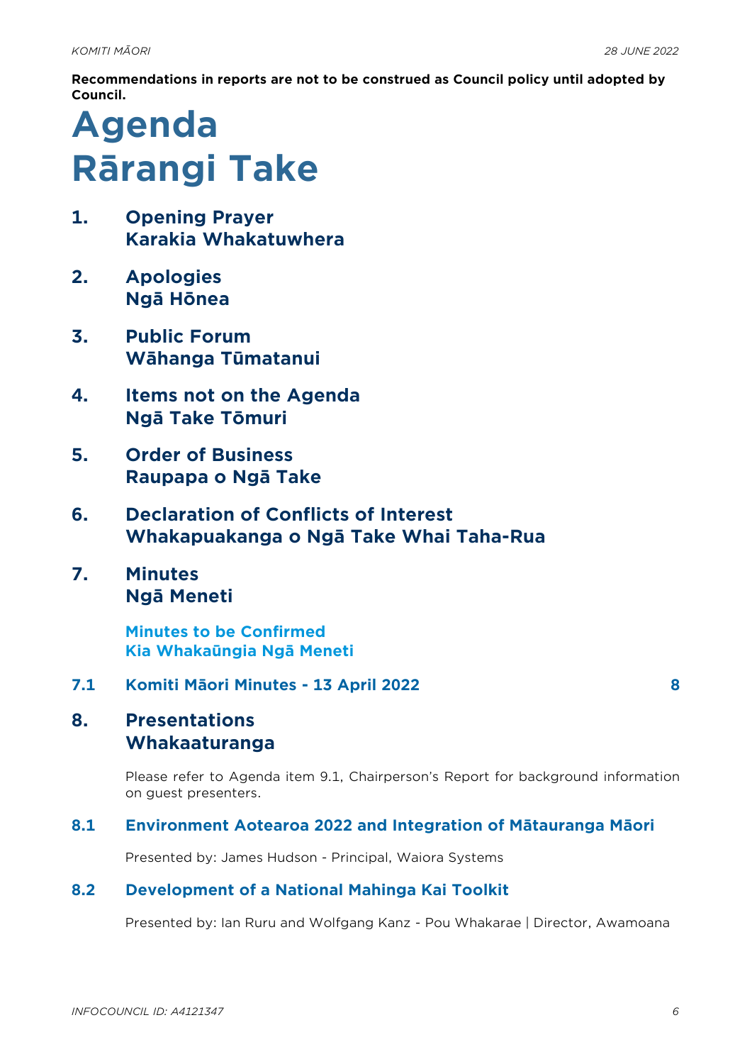**Recommendations in reports are not to be construed as Council policy until adopted by Council.**

# Agenda
# Rārangi Take

## 1. Opening Prayer
## Karakia Whakatuwhera

## 2. Apologies
## Ngā Hōnea

## 3. Public Forum
## Wāhanga Tūmatanui

## 4. Items not on the Agenda
## Ngā Take Tōmuri

## 5. Order of Business
## Raupapa o Ngā Take

## 6. Declaration of Conflicts of Interest
## Whakapuakanga o Ngā Take Whai Taha-Rua

## 7. Minutes
## Ngā Meneti

**Minutes to be Confirmed**
**Kia Whakaūngia Ngā Meneti**

### 7.1 Komiti Māori Minutes - 13 April 2022 — 8

## 8. Presentations
## Whakaaturanga

Please refer to Agenda item 9.1, Chairperson's Report for background information on guest presenters.

### 8.1 Environment Aotearoa 2022 and Integration of Mātauranga Māori

Presented by: James Hudson - Principal, Waiora Systems

### 8.2 Development of a National Mahinga Kai Toolkit

Presented by: Ian Ruru and Wolfgang Kanz - Pou Whakarae | Director, Awamoana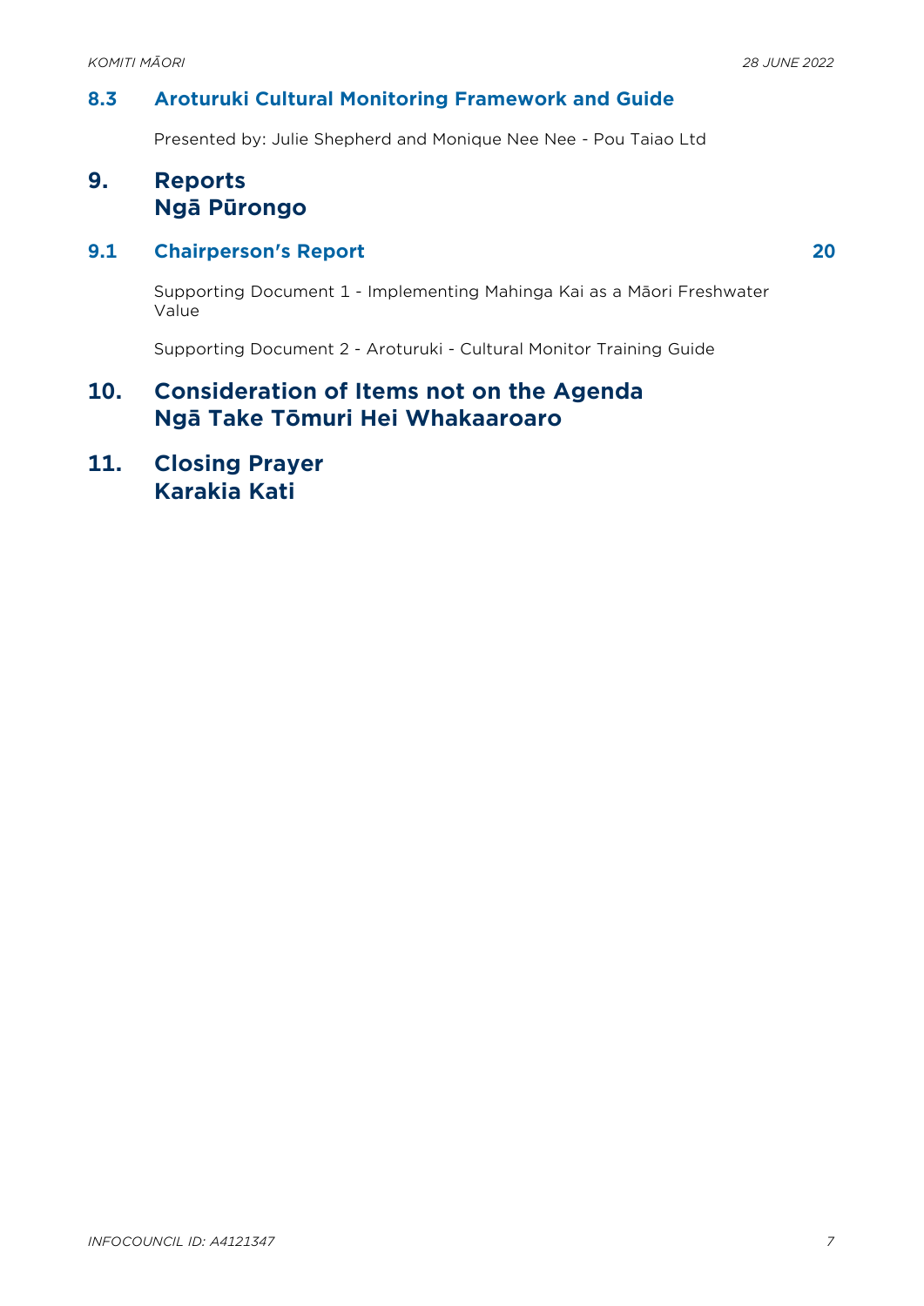### 8.3 Aroturuki Cultural Monitoring Framework and Guide

Presented by: Julie Shepherd and Monique Nee Nee - Pou Taiao Ltd

## 9. Reports Ngā Pūrongo

### 9.1 Chairperson's Report 20

Supporting Document 1 - Implementing Mahinga Kai as a Māori Freshwater Value

Supporting Document 2 - Aroturuki - Cultural Monitor Training Guide

## 10. Consideration of Items not on the Agenda Ngā Take Tōmuri Hei Whakaaroaro

## 11. Closing Prayer Karakia Kati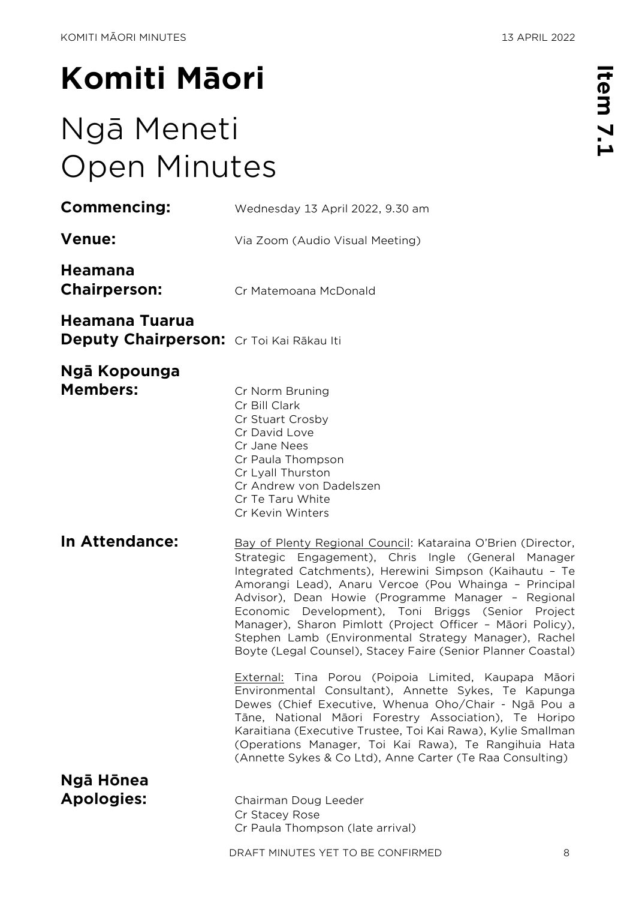# Komiti Māori

# Ngā Meneti Open Minutes

**Commencing:** Wednesday 13 April 2022, 9.30 am

**Venue:** Via Zoom (Audio Visual Meeting)

**Heamana Chairperson:** Cr Matemoana McDonald

**Heamana Tuarua Deputy Chairperson:** Cr Toi Kai Rākau Iti

**Ngā Kopounga Members:**
Cr Norm Bruning
Cr Bill Clark
Cr Stuart Crosby
Cr David Love
Cr Jane Nees
Cr Paula Thompson
Cr Lyall Thurston
Cr Andrew von Dadelszen
Cr Te Taru White
Cr Kevin Winters

**In Attendance:** Bay of Plenty Regional Council: Kataraina O'Brien (Director, Strategic Engagement), Chris Ingle (General Manager Integrated Catchments), Herewini Simpson (Kaihautu – Te Amorangi Lead), Anaru Vercoe (Pou Whainga – Principal Advisor), Dean Howie (Programme Manager – Regional Economic Development), Toni Briggs (Senior Project Manager), Sharon Pimlott (Project Officer – Māori Policy), Stephen Lamb (Environmental Strategy Manager), Rachel Boyte (Legal Counsel), Stacey Faire (Senior Planner Coastal)

External: Tina Porou (Poipoia Limited, Kaupapa Māori Environmental Consultant), Annette Sykes, Te Kapunga Dewes (Chief Executive, Whenua Oho/Chair - Ngā Pou a Tāne, National Māori Forestry Association), Te Horipo Karaitiana (Executive Trustee, Toi Kai Rawa), Kylie Smallman (Operations Manager, Toi Kai Rawa), Te Rangihuia Hata (Annette Sykes & Co Ltd), Anne Carter (Te Raa Consulting)

**Ngā Hōnea Apologies:**
Chairman Doug Leeder
Cr Stacey Rose
Cr Paula Thompson (late arrival)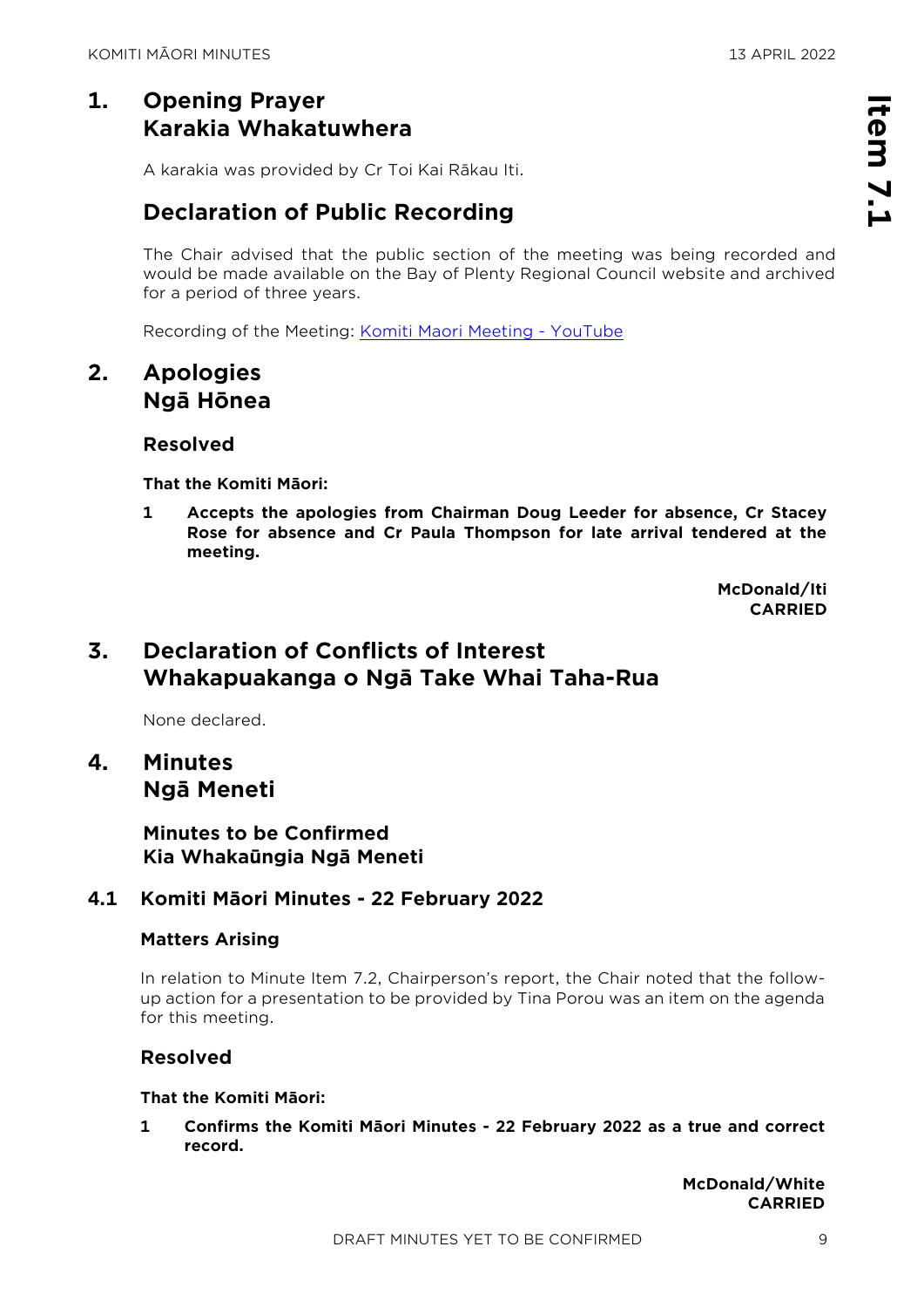## 1. Opening Prayer Karakia Whakatuwhera

A karakia was provided by Cr Toi Kai Rākau Iti.

## Declaration of Public Recording

The Chair advised that the public section of the meeting was being recorded and would be made available on the Bay of Plenty Regional Council website and archived for a period of three years.

Recording of the Meeting: Komiti Maori Meeting - YouTube

## 2. Apologies Ngā Hōnea

### Resolved

**That the Komiti Māori:**

**1 Accepts the apologies from Chairman Doug Leeder for absence, Cr Stacey Rose for absence and Cr Paula Thompson for late arrival tendered at the meeting.**

**McDonald/Iti**
**CARRIED**

## 3. Declaration of Conflicts of Interest Whakapuakanga o Ngā Take Whai Taha-Rua

None declared.

## 4. Minutes Ngā Meneti

### Minutes to be Confirmed Kia Whakaūngia Ngā Meneti

### 4.1 Komiti Māori Minutes - 22 February 2022

#### Matters Arising

In relation to Minute Item 7.2, Chairperson's report, the Chair noted that the follow-up action for a presentation to be provided by Tina Porou was an item on the agenda for this meeting.

#### Resolved

**That the Komiti Māori:**

**1 Confirms the Komiti Māori Minutes - 22 February 2022 as a true and correct record.**

**McDonald/White**
**CARRIED**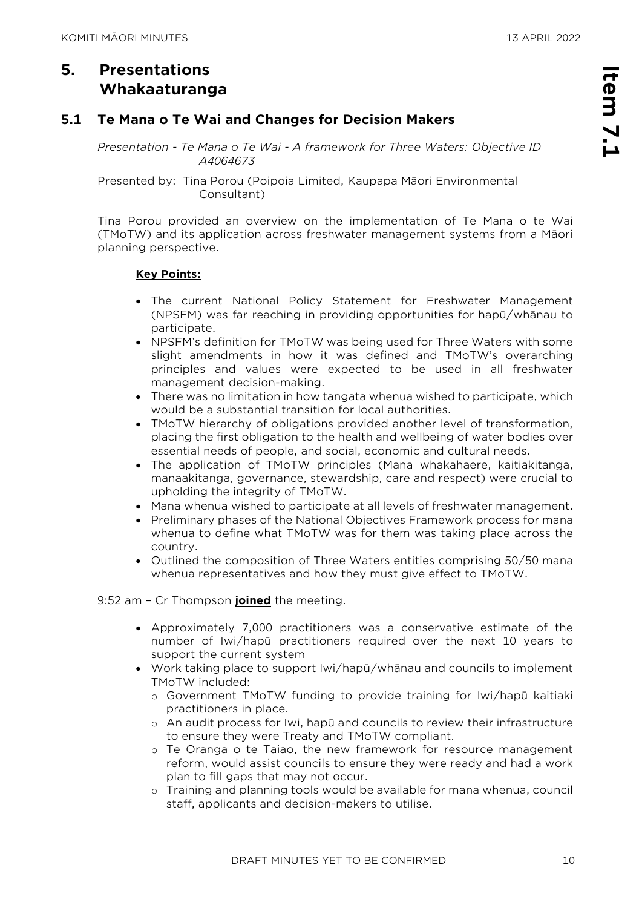## 5. Presentations
## Whakaaturanga

### 5.1 Te Mana o Te Wai and Changes for Decision Makers

*Presentation - Te Mana o Te Wai - A framework for Three Waters: Objective ID A4064673*

Presented by: Tina Porou (Poipoia Limited, Kaupapa Māori Environmental Consultant)

Tina Porou provided an overview on the implementation of Te Mana o te Wai (TMoTW) and its application across freshwater management systems from a Māori planning perspective.

**Key Points:**

- The current National Policy Statement for Freshwater Management (NPSFM) was far reaching in providing opportunities for hapū/whānau to participate.
- NPSFM's definition for TMoTW was being used for Three Waters with some slight amendments in how it was defined and TMoTW's overarching principles and values were expected to be used in all freshwater management decision-making.
- There was no limitation in how tangata whenua wished to participate, which would be a substantial transition for local authorities.
- TMoTW hierarchy of obligations provided another level of transformation, placing the first obligation to the health and wellbeing of water bodies over essential needs of people, and social, economic and cultural needs.
- The application of TMoTW principles (Mana whakahaere, kaitiakitanga, manaakitanga, governance, stewardship, care and respect) were crucial to upholding the integrity of TMoTW.
- Mana whenua wished to participate at all levels of freshwater management.
- Preliminary phases of the National Objectives Framework process for mana whenua to define what TMoTW was for them was taking place across the country.
- Outlined the composition of Three Waters entities comprising 50/50 mana whenua representatives and how they must give effect to TMoTW.

9:52 am – Cr Thompson **joined** the meeting.

- Approximately 7,000 practitioners was a conservative estimate of the number of Iwi/hapū practitioners required over the next 10 years to support the current system
- Work taking place to support Iwi/hapū/whānau and councils to implement TMoTW included:
  - Government TMoTW funding to provide training for Iwi/hapū kaitiaki practitioners in place.
  - An audit process for Iwi, hapū and councils to review their infrastructure to ensure they were Treaty and TMoTW compliant.
  - Te Oranga o te Taiao, the new framework for resource management reform, would assist councils to ensure they were ready and had a work plan to fill gaps that may not occur.
  - Training and planning tools would be available for mana whenua, council staff, applicants and decision-makers to utilise.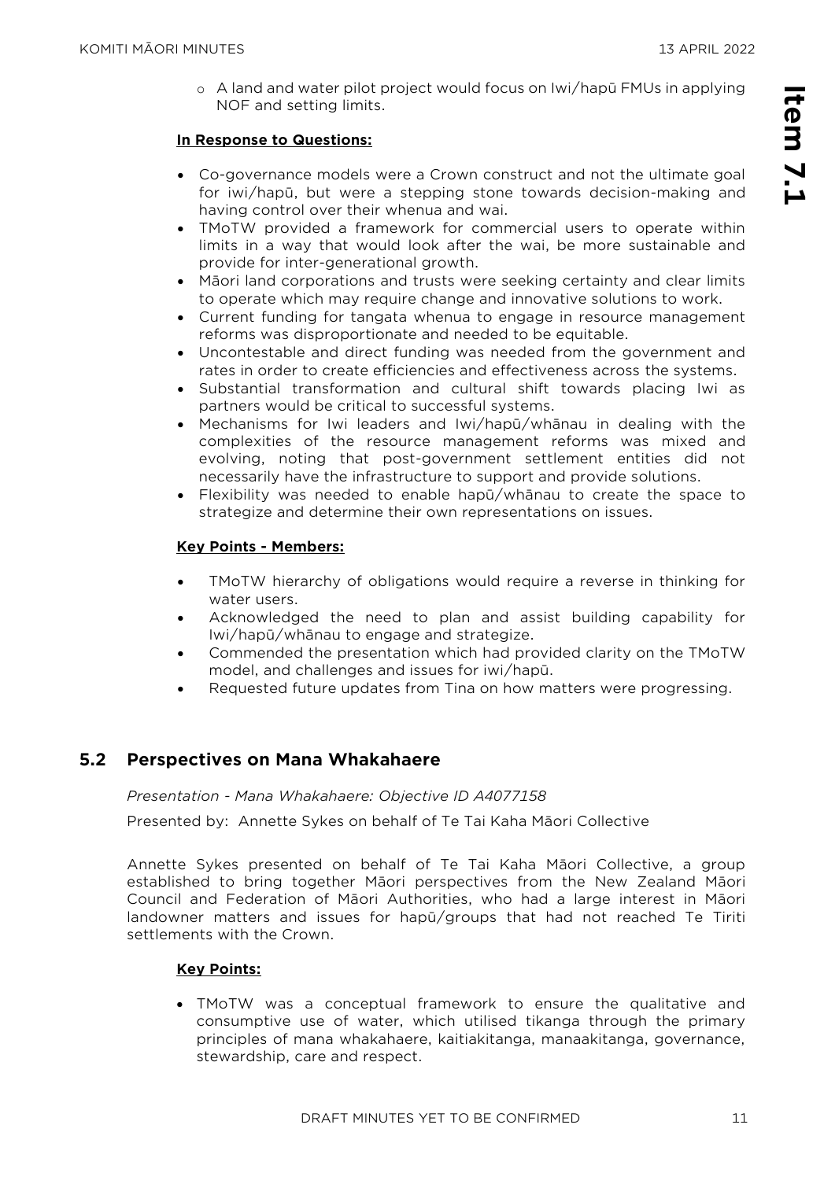- A land and water pilot project would focus on Iwi/hapū FMUs in applying NOF and setting limits.

**In Response to Questions:**

- Co-governance models were a Crown construct and not the ultimate goal for iwi/hapū, but were a stepping stone towards decision-making and having control over their whenua and wai.
- TMoTW provided a framework for commercial users to operate within limits in a way that would look after the wai, be more sustainable and provide for inter-generational growth.
- Māori land corporations and trusts were seeking certainty and clear limits to operate which may require change and innovative solutions to work.
- Current funding for tangata whenua to engage in resource management reforms was disproportionate and needed to be equitable.
- Uncontestable and direct funding was needed from the government and rates in order to create efficiencies and effectiveness across the systems.
- Substantial transformation and cultural shift towards placing Iwi as partners would be critical to successful systems.
- Mechanisms for Iwi leaders and Iwi/hapū/whānau in dealing with the complexities of the resource management reforms was mixed and evolving, noting that post-government settlement entities did not necessarily have the infrastructure to support and provide solutions.
- Flexibility was needed to enable hapū/whānau to create the space to strategize and determine their own representations on issues.

**Key Points - Members:**

- TMoTW hierarchy of obligations would require a reverse in thinking for water users.
- Acknowledged the need to plan and assist building capability for Iwi/hapū/whānau to engage and strategize.
- Commended the presentation which had provided clarity on the TMoTW model, and challenges and issues for iwi/hapū.
- Requested future updates from Tina on how matters were progressing.

## 5.2 Perspectives on Mana Whakahaere

*Presentation - Mana Whakahaere: Objective ID A4077158*

Presented by: Annette Sykes on behalf of Te Tai Kaha Māori Collective

Annette Sykes presented on behalf of Te Tai Kaha Māori Collective, a group established to bring together Māori perspectives from the New Zealand Māori Council and Federation of Māori Authorities, who had a large interest in Māori landowner matters and issues for hapū/groups that had not reached Te Tiriti settlements with the Crown.

**Key Points:**

- TMoTW was a conceptual framework to ensure the qualitative and consumptive use of water, which utilised tikanga through the primary principles of mana whakahaere, kaitiakitanga, manaakitanga, governance, stewardship, care and respect.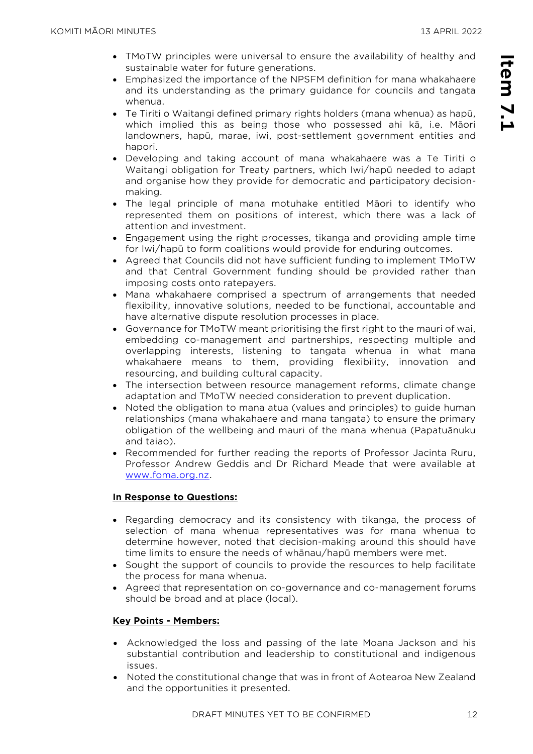- TMoTW principles were universal to ensure the availability of healthy and sustainable water for future generations.
- Emphasized the importance of the NPSFM definition for mana whakahaere and its understanding as the primary guidance for councils and tangata whenua.
- Te Tiriti o Waitangi defined primary rights holders (mana whenua) as hapū, which implied this as being those who possessed ahi kā, i.e. Māori landowners, hapū, marae, iwi, post-settlement government entities and hapori.
- Developing and taking account of mana whakahaere was a Te Tiriti o Waitangi obligation for Treaty partners, which Iwi/hapū needed to adapt and organise how they provide for democratic and participatory decision-making.
- The legal principle of mana motuhake entitled Māori to identify who represented them on positions of interest, which there was a lack of attention and investment.
- Engagement using the right processes, tikanga and providing ample time for Iwi/hapū to form coalitions would provide for enduring outcomes.
- Agreed that Councils did not have sufficient funding to implement TMoTW and that Central Government funding should be provided rather than imposing costs onto ratepayers.
- Mana whakahaere comprised a spectrum of arrangements that needed flexibility, innovative solutions, needed to be functional, accountable and have alternative dispute resolution processes in place.
- Governance for TMoTW meant prioritising the first right to the mauri of wai, embedding co-management and partnerships, respecting multiple and overlapping interests, listening to tangata whenua in what mana whakahaere means to them, providing flexibility, innovation and resourcing, and building cultural capacity.
- The intersection between resource management reforms, climate change adaptation and TMoTW needed consideration to prevent duplication.
- Noted the obligation to mana atua (values and principles) to guide human relationships (mana whakahaere and mana tangata) to ensure the primary obligation of the wellbeing and mauri of the mana whenua (Papatuānuku and taiao).
- Recommended for further reading the reports of Professor Jacinta Ruru, Professor Andrew Geddis and Dr Richard Meade that were available at [www.foma.org.nz](www.foma.org.nz).

**In Response to Questions:**

- Regarding democracy and its consistency with tikanga, the process of selection of mana whenua representatives was for mana whenua to determine however, noted that decision-making around this should have time limits to ensure the needs of whānau/hapū members were met.
- Sought the support of councils to provide the resources to help facilitate the process for mana whenua.
- Agreed that representation on co-governance and co-management forums should be broad and at place (local).

**Key Points - Members:**

- Acknowledged the loss and passing of the late Moana Jackson and his substantial contribution and leadership to constitutional and indigenous issues.
- Noted the constitutional change that was in front of Aotearoa New Zealand and the opportunities it presented.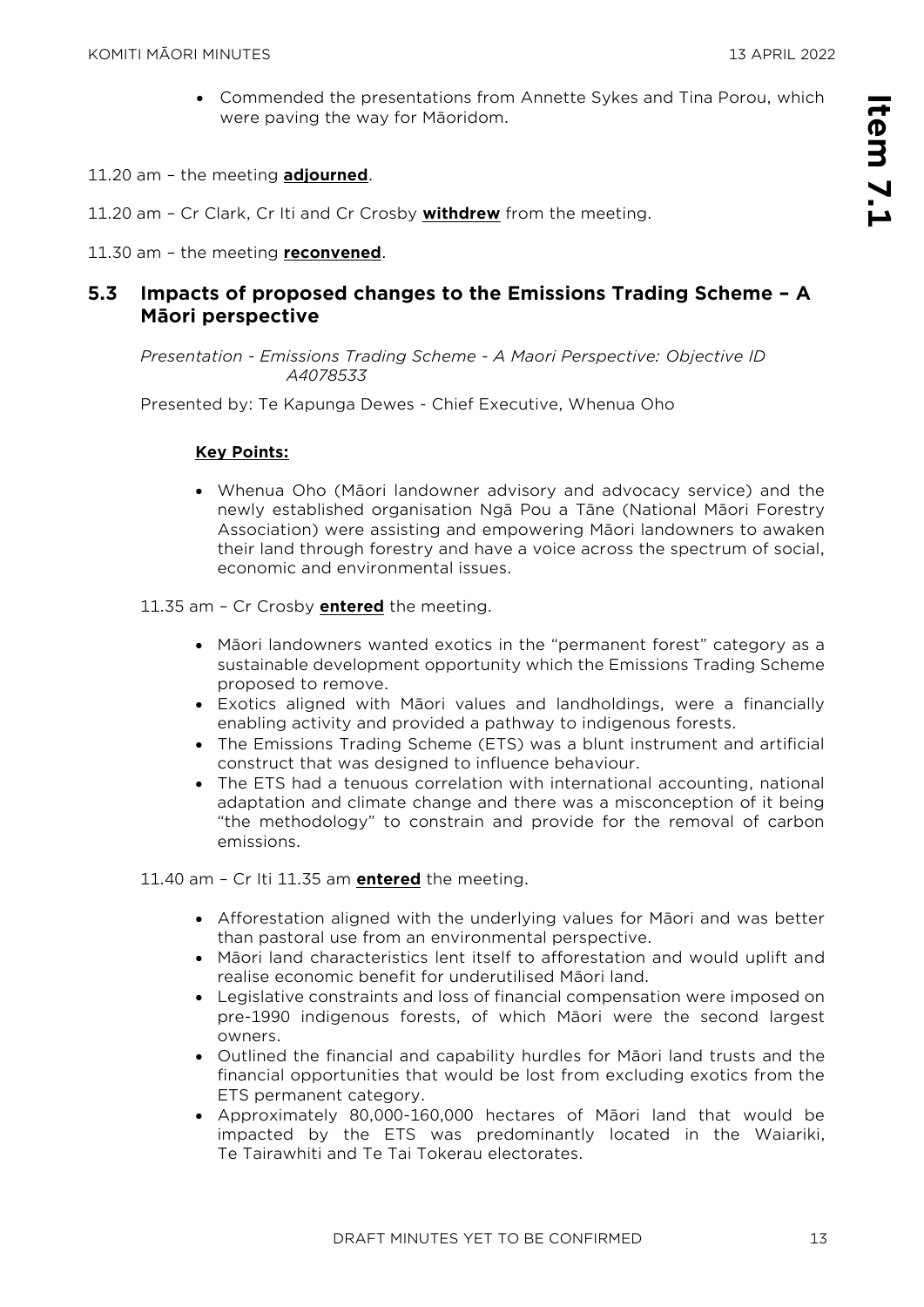- Commended the presentations from Annette Sykes and Tina Porou, which were paving the way for Māoridom.

11.20 am – the meeting **adjourned**.

11.20 am – Cr Clark, Cr Iti and Cr Crosby **withdrew** from the meeting.

11.30 am – the meeting **reconvened**.

## 5.3 Impacts of proposed changes to the Emissions Trading Scheme – A Māori perspective

*Presentation - Emissions Trading Scheme - A Maori Perspective: Objective ID A4078533*

Presented by: Te Kapunga Dewes - Chief Executive, Whenua Oho

**Key Points:**

- Whenua Oho (Māori landowner advisory and advocacy service) and the newly established organisation Ngā Pou a Tāne (National Māori Forestry Association) were assisting and empowering Māori landowners to awaken their land through forestry and have a voice across the spectrum of social, economic and environmental issues.

11.35 am – Cr Crosby **entered** the meeting.

- Māori landowners wanted exotics in the "permanent forest" category as a sustainable development opportunity which the Emissions Trading Scheme proposed to remove.
- Exotics aligned with Māori values and landholdings, were a financially enabling activity and provided a pathway to indigenous forests.
- The Emissions Trading Scheme (ETS) was a blunt instrument and artificial construct that was designed to influence behaviour.
- The ETS had a tenuous correlation with international accounting, national adaptation and climate change and there was a misconception of it being "the methodology" to constrain and provide for the removal of carbon emissions.

11.40 am – Cr Iti 11.35 am **entered** the meeting.

- Afforestation aligned with the underlying values for Māori and was better than pastoral use from an environmental perspective.
- Māori land characteristics lent itself to afforestation and would uplift and realise economic benefit for underutilised Māori land.
- Legislative constraints and loss of financial compensation were imposed on pre-1990 indigenous forests, of which Māori were the second largest owners.
- Outlined the financial and capability hurdles for Māori land trusts and the financial opportunities that would be lost from excluding exotics from the ETS permanent category.
- Approximately 80,000-160,000 hectares of Māori land that would be impacted by the ETS was predominantly located in the Waiariki, Te Tairawhiti and Te Tai Tokerau electorates.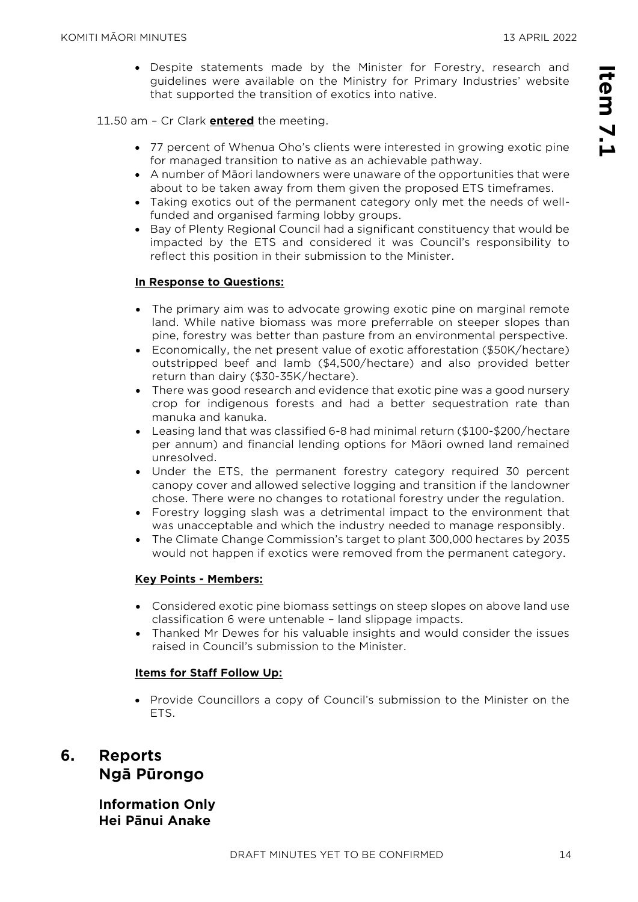- Despite statements made by the Minister for Forestry, research and guidelines were available on the Ministry for Primary Industries' website that supported the transition of exotics into native.

11.50 am – Cr Clark **entered** the meeting.

- 77 percent of Whenua Oho's clients were interested in growing exotic pine for managed transition to native as an achievable pathway.
- A number of Māori landowners were unaware of the opportunities that were about to be taken away from them given the proposed ETS timeframes.
- Taking exotics out of the permanent category only met the needs of well-funded and organised farming lobby groups.
- Bay of Plenty Regional Council had a significant constituency that would be impacted by the ETS and considered it was Council's responsibility to reflect this position in their submission to the Minister.

**In Response to Questions:**

- The primary aim was to advocate growing exotic pine on marginal remote land. While native biomass was more preferrable on steeper slopes than pine, forestry was better than pasture from an environmental perspective.
- Economically, the net present value of exotic afforestation ($50K/hectare) outstripped beef and lamb ($4,500/hectare) and also provided better return than dairy ($30-35K/hectare).
- There was good research and evidence that exotic pine was a good nursery crop for indigenous forests and had a better sequestration rate than manuka and kanuka.
- Leasing land that was classified 6-8 had minimal return ($100-$200/hectare per annum) and financial lending options for Māori owned land remained unresolved.
- Under the ETS, the permanent forestry category required 30 percent canopy cover and allowed selective logging and transition if the landowner chose. There were no changes to rotational forestry under the regulation.
- Forestry logging slash was a detrimental impact to the environment that was unacceptable and which the industry needed to manage responsibly.
- The Climate Change Commission's target to plant 300,000 hectares by 2035 would not happen if exotics were removed from the permanent category.

**Key Points - Members:**

- Considered exotic pine biomass settings on steep slopes on above land use classification 6 were untenable – land slippage impacts.
- Thanked Mr Dewes for his valuable insights and would consider the issues raised in Council's submission to the Minister.

**Items for Staff Follow Up:**

- Provide Councillors a copy of Council's submission to the Minister on the ETS.

## 6. Reports
## Ngā Pūrongo

### Information Only
### Hei Pānui Anake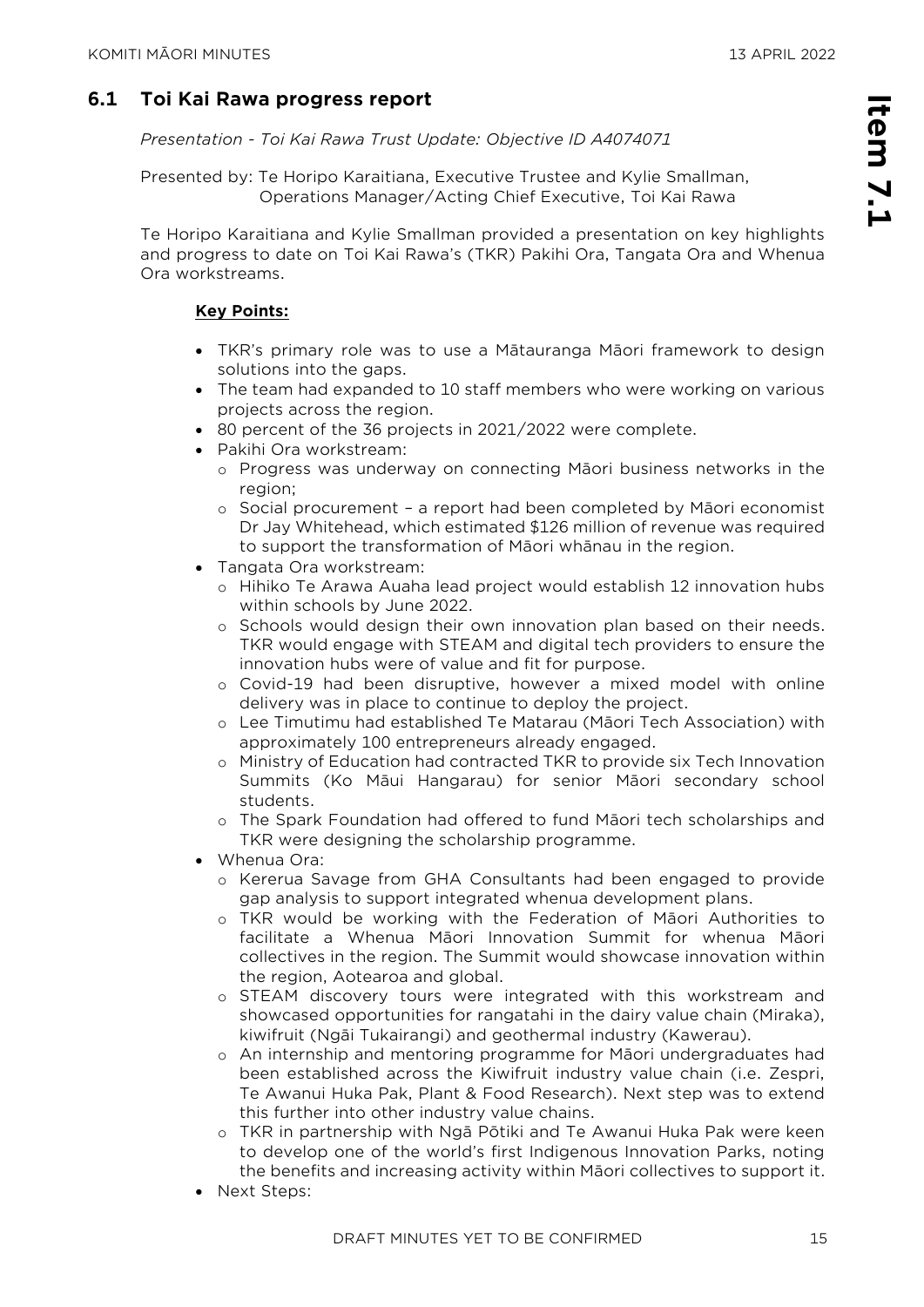## 6.1 Toi Kai Rawa progress report

*Presentation - Toi Kai Rawa Trust Update: Objective ID A4074071*

Presented by: Te Horipo Karaitiana, Executive Trustee and Kylie Smallman, Operations Manager/Acting Chief Executive, Toi Kai Rawa

Te Horipo Karaitiana and Kylie Smallman provided a presentation on key highlights and progress to date on Toi Kai Rawa's (TKR) Pakihi Ora, Tangata Ora and Whenua Ora workstreams.

**Key Points:**

- TKR's primary role was to use a Mātauranga Māori framework to design solutions into the gaps.
- The team had expanded to 10 staff members who were working on various projects across the region.
- 80 percent of the 36 projects in 2021/2022 were complete.
- Pakihi Ora workstream:
  - Progress was underway on connecting Māori business networks in the region;
  - Social procurement – a report had been completed by Māori economist Dr Jay Whitehead, which estimated $126 million of revenue was required to support the transformation of Māori whānau in the region.
- Tangata Ora workstream:
  - Hihiko Te Arawa Auaha lead project would establish 12 innovation hubs within schools by June 2022.
  - Schools would design their own innovation plan based on their needs. TKR would engage with STEAM and digital tech providers to ensure the innovation hubs were of value and fit for purpose.
  - Covid-19 had been disruptive, however a mixed model with online delivery was in place to continue to deploy the project.
  - Lee Timutimu had established Te Matarau (Māori Tech Association) with approximately 100 entrepreneurs already engaged.
  - Ministry of Education had contracted TKR to provide six Tech Innovation Summits (Ko Māui Hangarau) for senior Māori secondary school students.
  - The Spark Foundation had offered to fund Māori tech scholarships and TKR were designing the scholarship programme.
- Whenua Ora:
  - Kererua Savage from GHA Consultants had been engaged to provide gap analysis to support integrated whenua development plans.
  - TKR would be working with the Federation of Māori Authorities to facilitate a Whenua Māori Innovation Summit for whenua Māori collectives in the region. The Summit would showcase innovation within the region, Aotearoa and global.
  - STEAM discovery tours were integrated with this workstream and showcased opportunities for rangatahi in the dairy value chain (Miraka), kiwifruit (Ngāi Tukairangi) and geothermal industry (Kawerau).
  - An internship and mentoring programme for Māori undergraduates had been established across the Kiwifruit industry value chain (i.e. Zespri, Te Awanui Huka Pak, Plant & Food Research). Next step was to extend this further into other industry value chains.
  - TKR in partnership with Ngā Pōtiki and Te Awanui Huka Pak were keen to develop one of the world's first Indigenous Innovation Parks, noting the benefits and increasing activity within Māori collectives to support it.
- Next Steps: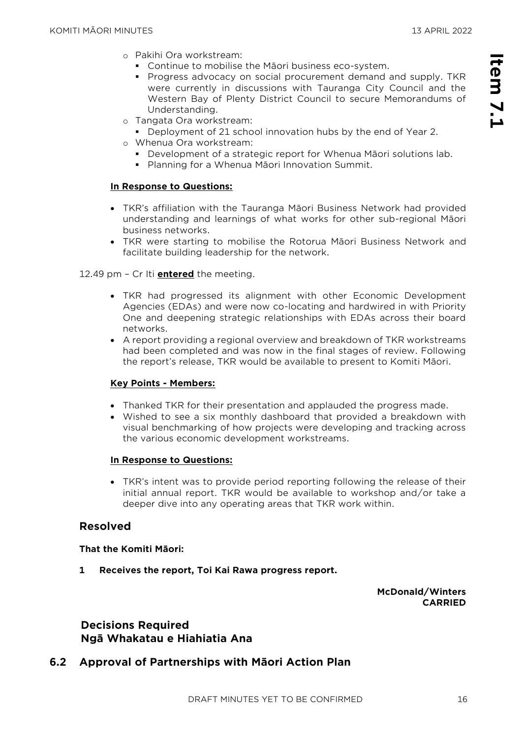- Pakihi Ora workstream:
  - Continue to mobilise the Māori business eco-system.
  - Progress advocacy on social procurement demand and supply. TKR were currently in discussions with Tauranga City Council and the Western Bay of Plenty District Council to secure Memorandums of Understanding.
- Tangata Ora workstream:
  - Deployment of 21 school innovation hubs by the end of Year 2.
- Whenua Ora workstream:
  - Development of a strategic report for Whenua Māori solutions lab.
  - Planning for a Whenua Māori Innovation Summit.

**In Response to Questions:**

- TKR's affiliation with the Tauranga Māori Business Network had provided understanding and learnings of what works for other sub-regional Māori business networks.
- TKR were starting to mobilise the Rotorua Māori Business Network and facilitate building leadership for the network.

12.49 pm – Cr Iti **entered** the meeting.

- TKR had progressed its alignment with other Economic Development Agencies (EDAs) and were now co-locating and hardwired in with Priority One and deepening strategic relationships with EDAs across their board networks.
- A report providing a regional overview and breakdown of TKR workstreams had been completed and was now in the final stages of review. Following the report's release, TKR would be available to present to Komiti Māori.

**Key Points - Members:**

- Thanked TKR for their presentation and applauded the progress made.
- Wished to see a six monthly dashboard that provided a breakdown with visual benchmarking of how projects were developing and tracking across the various economic development workstreams.

**In Response to Questions:**

- TKR's intent was to provide period reporting following the release of their initial annual report. TKR would be available to workshop and/or take a deeper dive into any operating areas that TKR work within.

## Resolved

**That the Komiti Māori:**

**1 Receives the report, Toi Kai Rawa progress report.**

**McDonald/Winters**
**CARRIED**

## Decisions Required
## Ngā Whakatau e Hiahiatia Ana

## 6.2 Approval of Partnerships with Māori Action Plan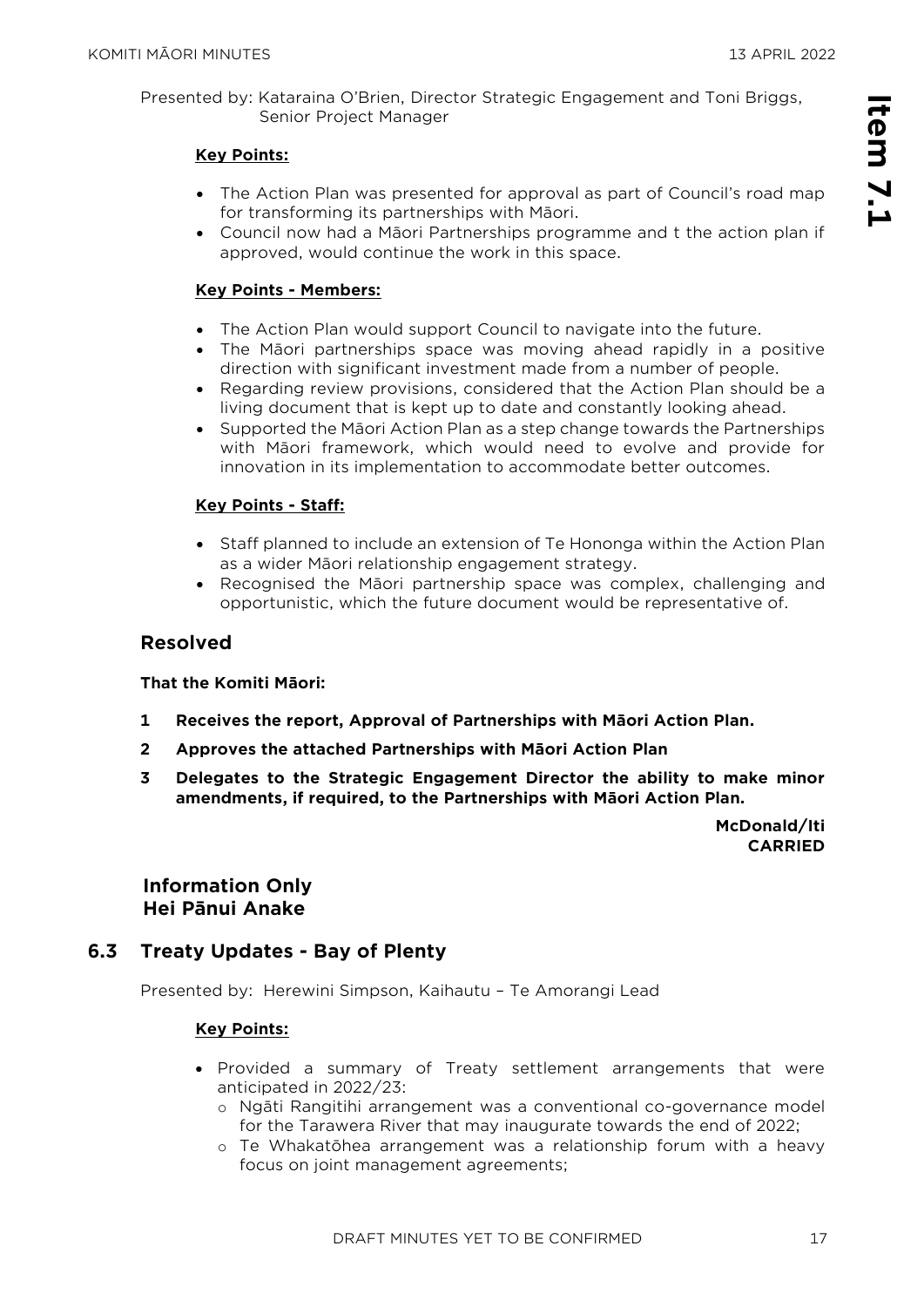Presented by: Kataraina O'Brien, Director Strategic Engagement and Toni Briggs, Senior Project Manager

**Key Points:**

- The Action Plan was presented for approval as part of Council's road map for transforming its partnerships with Māori.
- Council now had a Māori Partnerships programme and t the action plan if approved, would continue the work in this space.

**Key Points - Members:**

- The Action Plan would support Council to navigate into the future.
- The Māori partnerships space was moving ahead rapidly in a positive direction with significant investment made from a number of people.
- Regarding review provisions, considered that the Action Plan should be a living document that is kept up to date and constantly looking ahead.
- Supported the Māori Action Plan as a step change towards the Partnerships with Māori framework, which would need to evolve and provide for innovation in its implementation to accommodate better outcomes.

**Key Points - Staff:**

- Staff planned to include an extension of Te Hononga within the Action Plan as a wider Māori relationship engagement strategy.
- Recognised the Māori partnership space was complex, challenging and opportunistic, which the future document would be representative of.

## Resolved

**That the Komiti Māori:**

**1 Receives the report, Approval of Partnerships with Māori Action Plan.**

**2 Approves the attached Partnerships with Māori Action Plan**

**3 Delegates to the Strategic Engagement Director the ability to make minor amendments, if required, to the Partnerships with Māori Action Plan.**

**McDonald/Iti**
**CARRIED**

## Information Only
## Hei Pānui Anake

## 6.3 Treaty Updates - Bay of Plenty

Presented by: Herewini Simpson, Kaihautu – Te Amorangi Lead

**Key Points:**

- Provided a summary of Treaty settlement arrangements that were anticipated in 2022/23:
  - Ngāti Rangitihi arrangement was a conventional co-governance model for the Tarawera River that may inaugurate towards the end of 2022;
  - Te Whakatōhea arrangement was a relationship forum with a heavy focus on joint management agreements;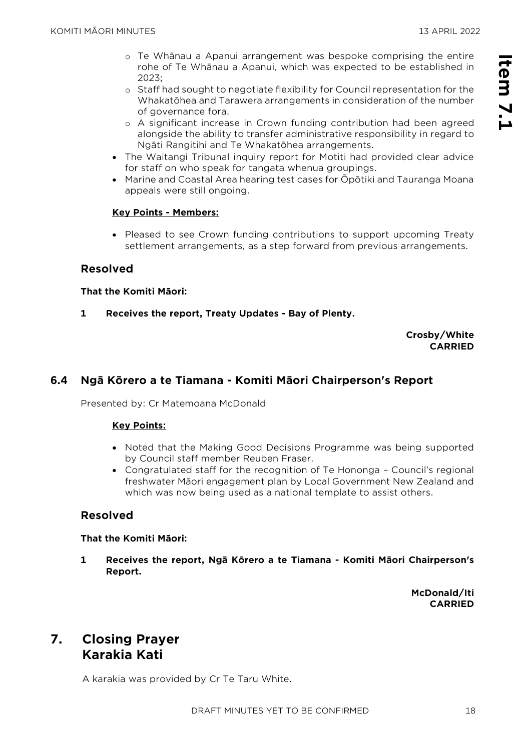- Te Whānau a Apanui arrangement was bespoke comprising the entire rohe of Te Whānau a Apanui, which was expected to be established in 2023;
  - Staff had sought to negotiate flexibility for Council representation for the Whakatōhea and Tarawera arrangements in consideration of the number of governance fora.
  - A significant increase in Crown funding contribution had been agreed alongside the ability to transfer administrative responsibility in regard to Ngāti Rangitihi and Te Whakatōhea arrangements.
- The Waitangi Tribunal inquiry report for Motiti had provided clear advice for staff on who speak for tangata whenua groupings.
- Marine and Coastal Area hearing test cases for Ōpōtiki and Tauranga Moana appeals were still ongoing.

**Key Points - Members:**

- Pleased to see Crown funding contributions to support upcoming Treaty settlement arrangements, as a step forward from previous arrangements.

### Resolved

**That the Komiti Māori:**

**1 Receives the report, Treaty Updates - Bay of Plenty.**

**Crosby/White**
**CARRIED**

## 6.4 Ngā Kōrero a te Tiamana - Komiti Māori Chairperson's Report

Presented by: Cr Matemoana McDonald

**Key Points:**

- Noted that the Making Good Decisions Programme was being supported by Council staff member Reuben Fraser.
- Congratulated staff for the recognition of Te Hononga – Council's regional freshwater Māori engagement plan by Local Government New Zealand and which was now being used as a national template to assist others.

### Resolved

**That the Komiti Māori:**

**1 Receives the report, Ngā Kōrero a te Tiamana - Komiti Māori Chairperson's Report.**

**McDonald/Iti**
**CARRIED**

# 7. Closing Prayer Karakia Kati

A karakia was provided by Cr Te Taru White.

DRAFT MINUTES YET TO BE CONFIRMED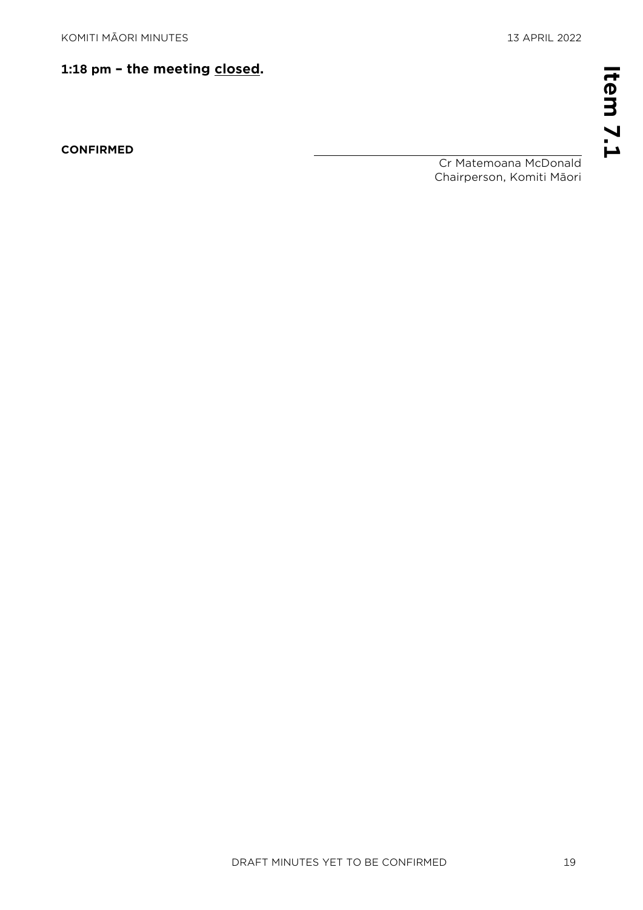**1:18 pm – the meeting closed.**

**CONFIRMED**

Cr Matemoana McDonald
Chairperson, Komiti Māori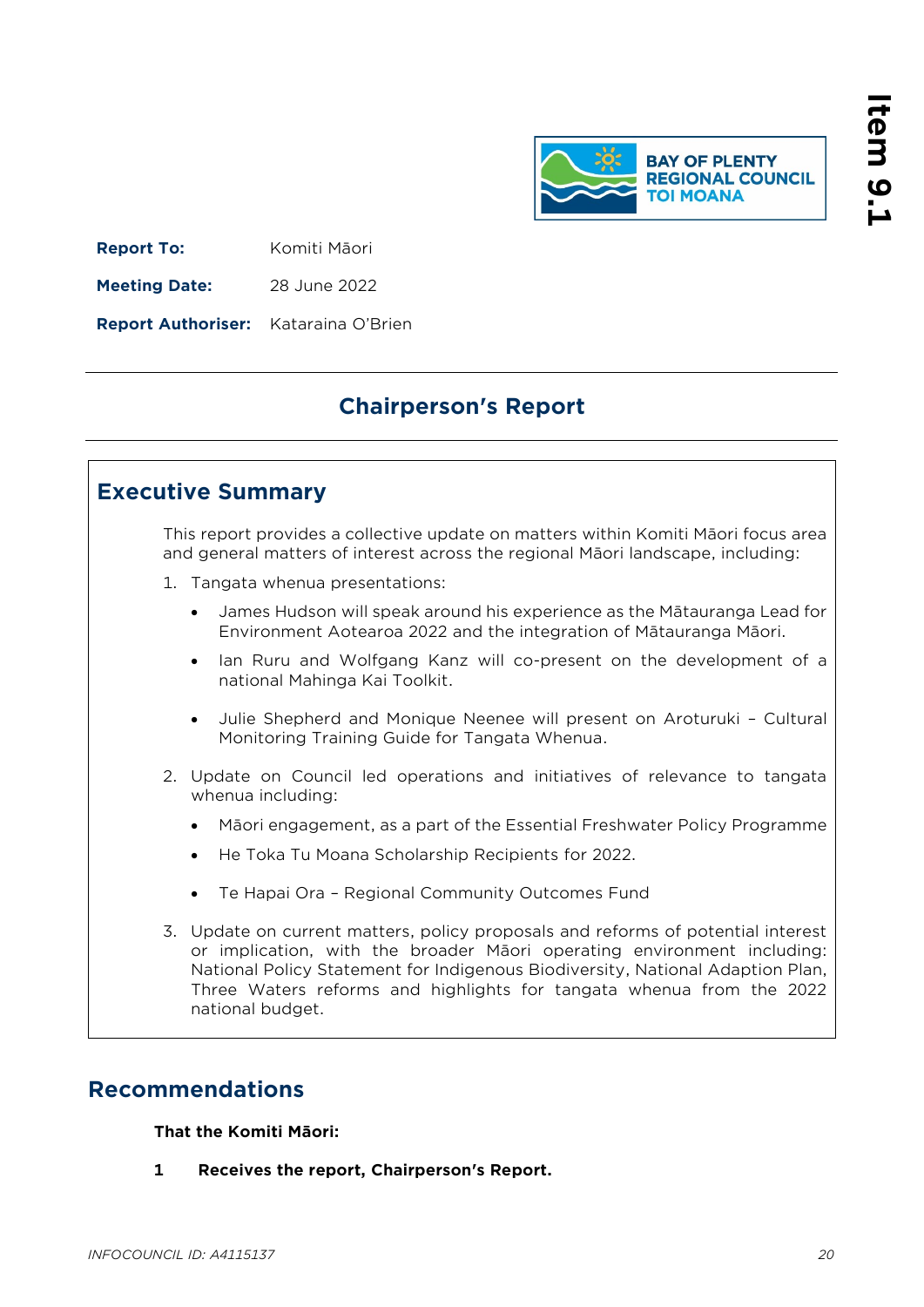**Report To:** Komiti Māori

**Meeting Date:** 28 June 2022

**Report Authoriser:** Kataraina O'Brien

# Chairperson's Report

## Executive Summary

This report provides a collective update on matters within Komiti Māori focus area and general matters of interest across the regional Māori landscape, including:

1. Tangata whenua presentations:
   - James Hudson will speak around his experience as the Mātauranga Lead for Environment Aotearoa 2022 and the integration of Mātauranga Māori.
   - Ian Ruru and Wolfgang Kanz will co-present on the development of a national Mahinga Kai Toolkit.
   - Julie Shepherd and Monique Neenee will present on Aroturuki – Cultural Monitoring Training Guide for Tangata Whenua.
2. Update on Council led operations and initiatives of relevance to tangata whenua including:
   - Māori engagement, as a part of the Essential Freshwater Policy Programme
   - He Toka Tu Moana Scholarship Recipients for 2022.
   - Te Hapai Ora – Regional Community Outcomes Fund
3. Update on current matters, policy proposals and reforms of potential interest or implication, with the broader Māori operating environment including: National Policy Statement for Indigenous Biodiversity, National Adaption Plan, Three Waters reforms and highlights for tangata whenua from the 2022 national budget.

## Recommendations

**That the Komiti Māori:**

**1 Receives the report, Chairperson's Report.**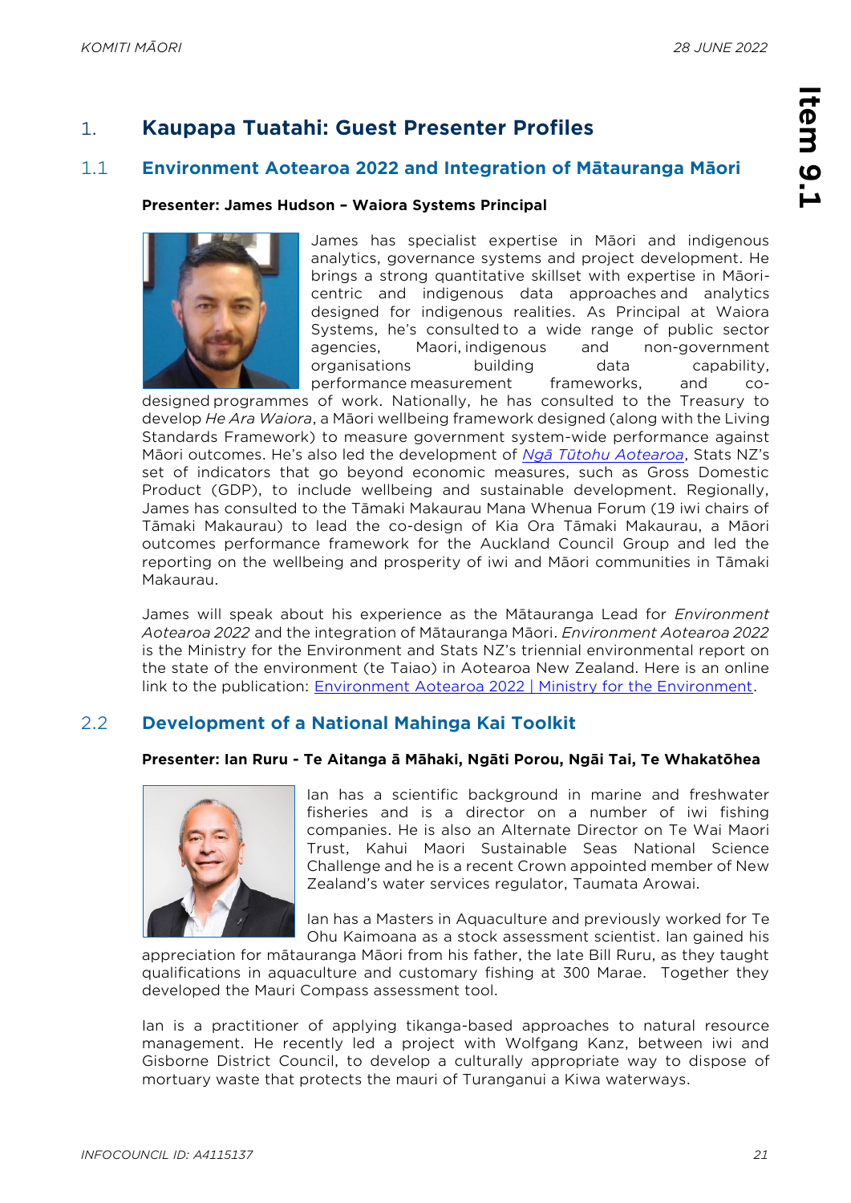# 1. Kaupapa Tuatahi: Guest Presenter Profiles

## 1.1 Environment Aotearoa 2022 and Integration of Mātauranga Māori

**Presenter: James Hudson – Waiora Systems Principal**

James has specialist expertise in Māori and indigenous analytics, governance systems and project development. He brings a strong quantitative skillset with expertise in Māori-centric and indigenous data approaches and analytics designed for indigenous realities. As Principal at Waiora Systems, he's consulted to a wide range of public sector agencies, Maori, indigenous and non-government organisations building data capability, performance measurement frameworks, and co-designed programmes of work. Nationally, he has consulted to the Treasury to develop *He Ara Waiora*, a Māori wellbeing framework designed (along with the Living Standards Framework) to measure government system-wide performance against Māori outcomes. He's also led the development of *Ngā Tūtohu Aotearoa*, Stats NZ's set of indicators that go beyond economic measures, such as Gross Domestic Product (GDP), to include wellbeing and sustainable development. Regionally, James has consulted to the Tāmaki Makaurau Mana Whenua Forum (19 iwi chairs of Tāmaki Makaurau) to lead the co-design of Kia Ora Tāmaki Makaurau, a Māori outcomes performance framework for the Auckland Council Group and led the reporting on the wellbeing and prosperity of iwi and Māori communities in Tāmaki Makaurau.

James will speak about his experience as the Mātauranga Lead for *Environment Aotearoa 2022* and the integration of Mātauranga Māori. *Environment Aotearoa 2022* is the Ministry for the Environment and Stats NZ's triennial environmental report on the state of the environment (te Taiao) in Aotearoa New Zealand. Here is an online link to the publication: Environment Aotearoa 2022 | Ministry for the Environment.

## 2.2 Development of a National Mahinga Kai Toolkit

**Presenter: Ian Ruru - Te Aitanga ā Māhaki, Ngāti Porou, Ngāi Tai, Te Whakatōhea**

Ian has a scientific background in marine and freshwater fisheries and is a director on a number of iwi fishing companies. He is also an Alternate Director on Te Wai Maori Trust, Kahui Maori Sustainable Seas National Science Challenge and he is a recent Crown appointed member of New Zealand's water services regulator, Taumata Arowai.

Ian has a Masters in Aquaculture and previously worked for Te Ohu Kaimoana as a stock assessment scientist. Ian gained his appreciation for mātauranga Māori from his father, the late Bill Ruru, as they taught qualifications in aquaculture and customary fishing at 300 Marae. Together they developed the Mauri Compass assessment tool.

Ian is a practitioner of applying tikanga-based approaches to natural resource management. He recently led a project with Wolfgang Kanz, between iwi and Gisborne District Council, to develop a culturally appropriate way to dispose of mortuary waste that protects the mauri of Turanganui a Kiwa waterways.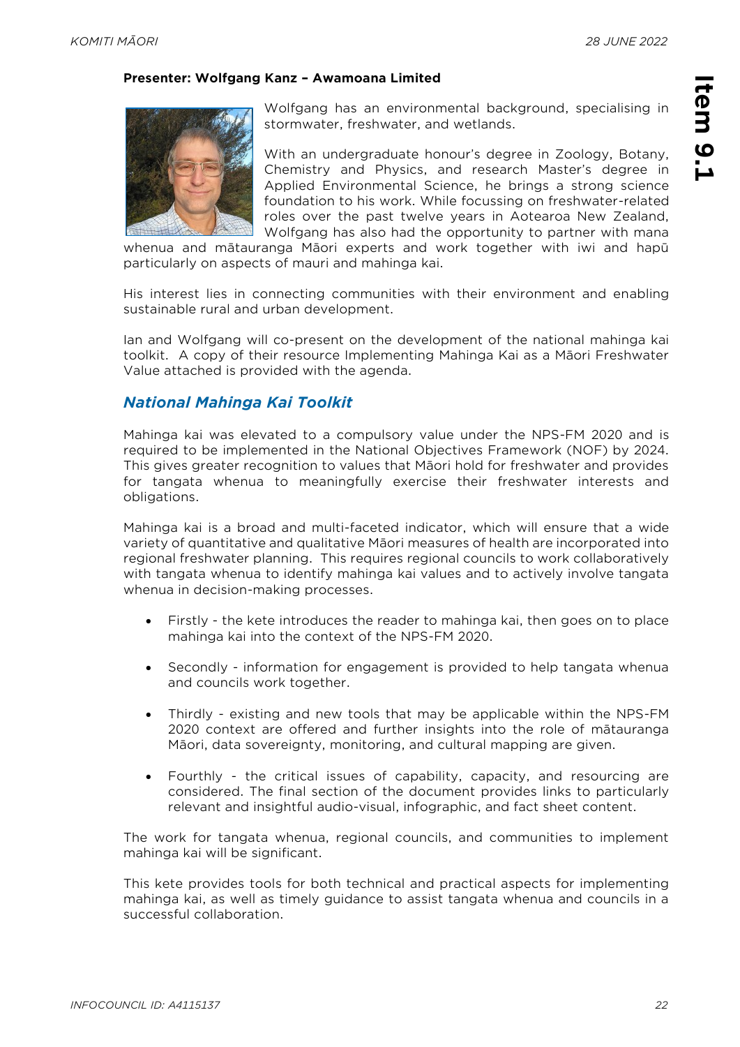**Presenter: Wolfgang Kanz – Awamoana Limited**

Wolfgang has an environmental background, specialising in stormwater, freshwater, and wetlands.

With an undergraduate honour's degree in Zoology, Botany, Chemistry and Physics, and research Master's degree in Applied Environmental Science, he brings a strong science foundation to his work. While focussing on freshwater-related roles over the past twelve years in Aotearoa New Zealand, Wolfgang has also had the opportunity to partner with mana whenua and mātauranga Māori experts and work together with iwi and hapū particularly on aspects of mauri and mahinga kai.

His interest lies in connecting communities with their environment and enabling sustainable rural and urban development.

Ian and Wolfgang will co-present on the development of the national mahinga kai toolkit. A copy of their resource Implementing Mahinga Kai as a Māori Freshwater Value attached is provided with the agenda.

## *National Mahinga Kai Toolkit*

Mahinga kai was elevated to a compulsory value under the NPS-FM 2020 and is required to be implemented in the National Objectives Framework (NOF) by 2024. This gives greater recognition to values that Māori hold for freshwater and provides for tangata whenua to meaningfully exercise their freshwater interests and obligations.

Mahinga kai is a broad and multi-faceted indicator, which will ensure that a wide variety of quantitative and qualitative Māori measures of health are incorporated into regional freshwater planning. This requires regional councils to work collaboratively with tangata whenua to identify mahinga kai values and to actively involve tangata whenua in decision-making processes.

- Firstly - the kete introduces the reader to mahinga kai, then goes on to place mahinga kai into the context of the NPS-FM 2020.
- Secondly - information for engagement is provided to help tangata whenua and councils work together.
- Thirdly - existing and new tools that may be applicable within the NPS-FM 2020 context are offered and further insights into the role of mātauranga Māori, data sovereignty, monitoring, and cultural mapping are given.
- Fourthly - the critical issues of capability, capacity, and resourcing are considered. The final section of the document provides links to particularly relevant and insightful audio-visual, infographic, and fact sheet content.

The work for tangata whenua, regional councils, and communities to implement mahinga kai will be significant.

This kete provides tools for both technical and practical aspects for implementing mahinga kai, as well as timely guidance to assist tangata whenua and councils in a successful collaboration.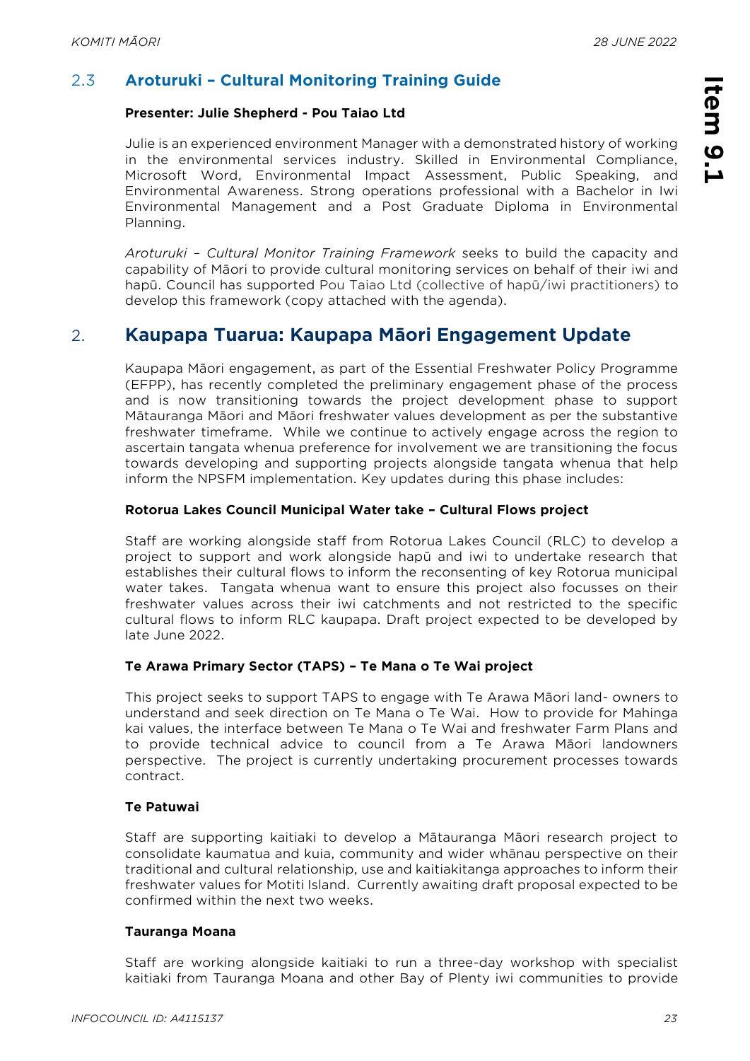## 2.3 Aroturuki – Cultural Monitoring Training Guide

**Presenter: Julie Shepherd - Pou Taiao Ltd**

Julie is an experienced environment Manager with a demonstrated history of working in the environmental services industry. Skilled in Environmental Compliance, Microsoft Word, Environmental Impact Assessment, Public Speaking, and Environmental Awareness. Strong operations professional with a Bachelor in Iwi Environmental Management and a Post Graduate Diploma in Environmental Planning.

*Aroturuki – Cultural Monitor Training Framework* seeks to build the capacity and capability of Māori to provide cultural monitoring services on behalf of their iwi and hapū. Council has supported Pou Taiao Ltd (collective of hapū/iwi practitioners) to develop this framework (copy attached with the agenda).

# 2. Kaupapa Tuarua: Kaupapa Māori Engagement Update

Kaupapa Māori engagement, as part of the Essential Freshwater Policy Programme (EFPP), has recently completed the preliminary engagement phase of the process and is now transitioning towards the project development phase to support Mātauranga Māori and Māori freshwater values development as per the substantive freshwater timeframe. While we continue to actively engage across the region to ascertain tangata whenua preference for involvement we are transitioning the focus towards developing and supporting projects alongside tangata whenua that help inform the NPSFM implementation. Key updates during this phase includes:

**Rotorua Lakes Council Municipal Water take – Cultural Flows project**

Staff are working alongside staff from Rotorua Lakes Council (RLC) to develop a project to support and work alongside hapū and iwi to undertake research that establishes their cultural flows to inform the reconsenting of key Rotorua municipal water takes. Tangata whenua want to ensure this project also focusses on their freshwater values across their iwi catchments and not restricted to the specific cultural flows to inform RLC kaupapa. Draft project expected to be developed by late June 2022.

**Te Arawa Primary Sector (TAPS) – Te Mana o Te Wai project**

This project seeks to support TAPS to engage with Te Arawa Māori land- owners to understand and seek direction on Te Mana o Te Wai. How to provide for Mahinga kai values, the interface between Te Mana o Te Wai and freshwater Farm Plans and to provide technical advice to council from a Te Arawa Māori landowners perspective. The project is currently undertaking procurement processes towards contract.

**Te Patuwai**

Staff are supporting kaitiaki to develop a Mātauranga Māori research project to consolidate kaumatua and kuia, community and wider whānau perspective on their traditional and cultural relationship, use and kaitiakitanga approaches to inform their freshwater values for Motiti Island. Currently awaiting draft proposal expected to be confirmed within the next two weeks.

**Tauranga Moana**

Staff are working alongside kaitiaki to run a three-day workshop with specialist kaitiaki from Tauranga Moana and other Bay of Plenty iwi communities to provide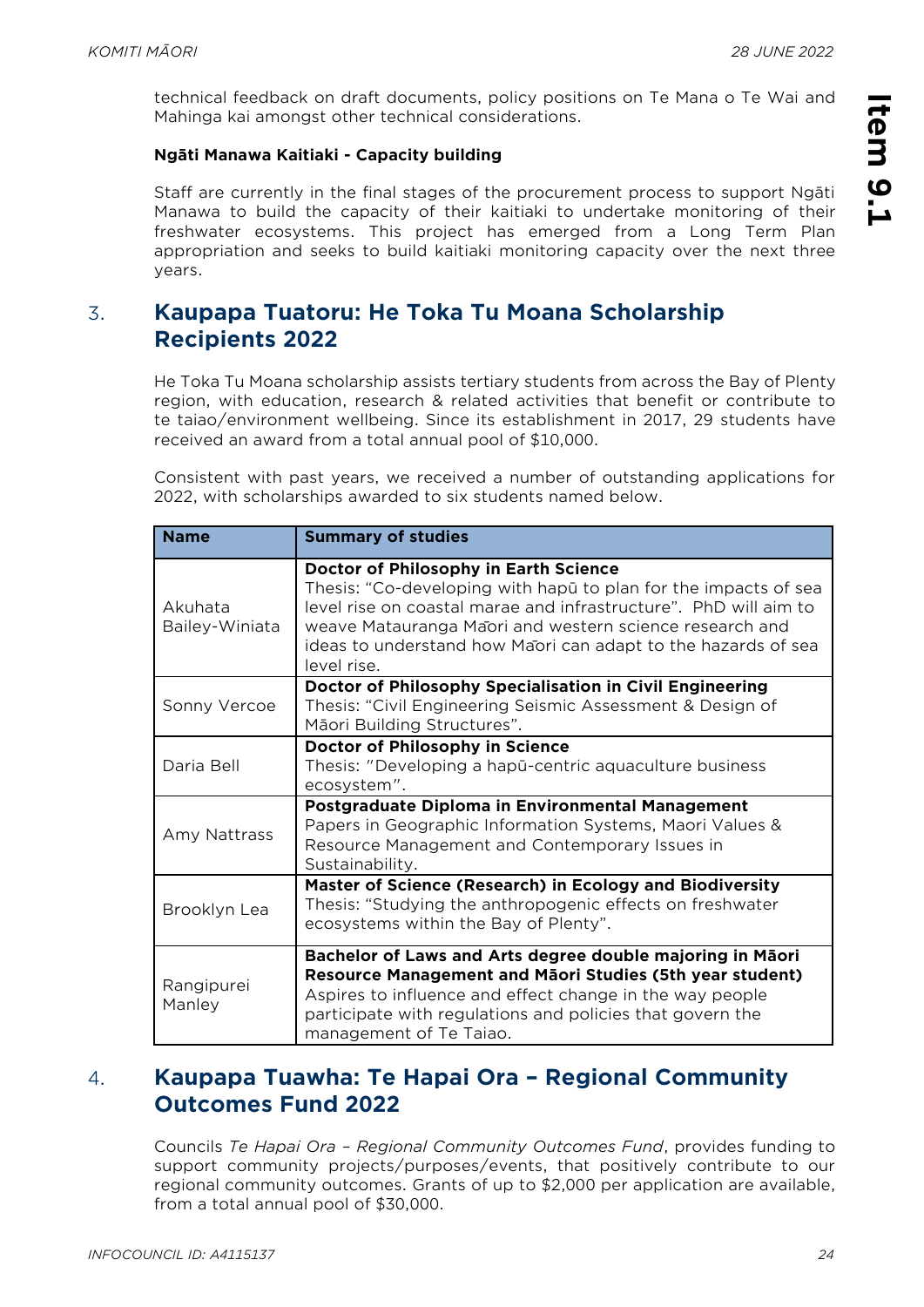technical feedback on draft documents, policy positions on Te Mana o Te Wai and Mahinga kai amongst other technical considerations.

**Ngāti Manawa Kaitiaki - Capacity building**

Staff are currently in the final stages of the procurement process to support Ngāti Manawa to build the capacity of their kaitiaki to undertake monitoring of their freshwater ecosystems. This project has emerged from a Long Term Plan appropriation and seeks to build kaitiaki monitoring capacity over the next three years.

## 3. Kaupapa Tuatoru: He Toka Tu Moana Scholarship Recipients 2022

He Toka Tu Moana scholarship assists tertiary students from across the Bay of Plenty region, with education, research & related activities that benefit or contribute to te taiao/environment wellbeing. Since its establishment in 2017, 29 students have received an award from a total annual pool of $10,000.

Consistent with past years, we received a number of outstanding applications for 2022, with scholarships awarded to six students named below.

| Name | Summary of studies |
|---|---|
| Akuhata Bailey-Winiata | **Doctor of Philosophy in Earth Science** Thesis: "Co-developing with hapū to plan for the impacts of sea level rise on coastal marae and infrastructure". PhD will aim to weave Matauranga Māori and western science research and ideas to understand how Māori can adapt to the hazards of sea level rise. |
| Sonny Vercoe | **Doctor of Philosophy Specialisation in Civil Engineering** Thesis: "Civil Engineering Seismic Assessment & Design of Māori Building Structures". |
| Daria Bell | **Doctor of Philosophy in Science** Thesis: "Developing a hapū-centric aquaculture business ecosystem". |
| Amy Nattrass | **Postgraduate Diploma in Environmental Management** Papers in Geographic Information Systems, Maori Values & Resource Management and Contemporary Issues in Sustainability. |
| Brooklyn Lea | **Master of Science (Research) in Ecology and Biodiversity** Thesis: "Studying the anthropogenic effects on freshwater ecosystems within the Bay of Plenty". |
| Rangipurei Manley | **Bachelor of Laws and Arts degree double majoring in Māori Resource Management and Māori Studies (5th year student)** Aspires to influence and effect change in the way people participate with regulations and policies that govern the management of Te Taiao. |

## 4. Kaupapa Tuawha: Te Hapai Ora – Regional Community Outcomes Fund 2022

Councils *Te Hapai Ora – Regional Community Outcomes Fund*, provides funding to support community projects/purposes/events, that positively contribute to our regional community outcomes. Grants of up to $2,000 per application are available, from a total annual pool of $30,000.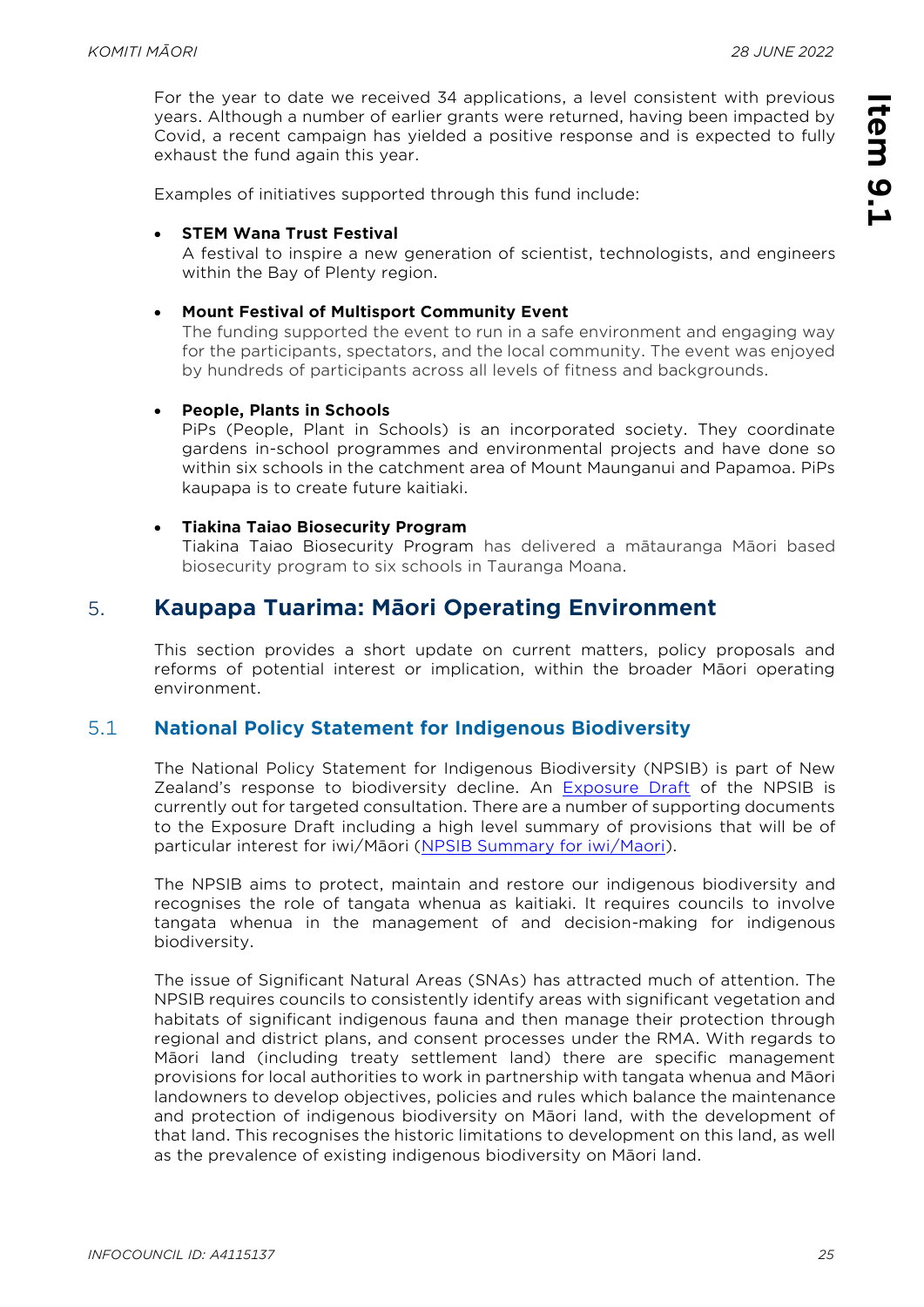For the year to date we received 34 applications, a level consistent with previous years. Although a number of earlier grants were returned, having been impacted by Covid, a recent campaign has yielded a positive response and is expected to fully exhaust the fund again this year.

Examples of initiatives supported through this fund include:

- **STEM Wana Trust Festival**
  A festival to inspire a new generation of scientist, technologists, and engineers within the Bay of Plenty region.

- **Mount Festival of Multisport Community Event**
  The funding supported the event to run in a safe environment and engaging way for the participants, spectators, and the local community. The event was enjoyed by hundreds of participants across all levels of fitness and backgrounds.

- **People, Plants in Schools**
  PiPs (People, Plant in Schools) is an incorporated society. They coordinate gardens in-school programmes and environmental projects and have done so within six schools in the catchment area of Mount Maunganui and Papamoa. PiPs kaupapa is to create future kaitiaki.

- **Tiakina Taiao Biosecurity Program**
  Tiakina Taiao Biosecurity Program has delivered a mātauranga Māori based biosecurity program to six schools in Tauranga Moana.

## 5. Kaupapa Tuarima: Māori Operating Environment

This section provides a short update on current matters, policy proposals and reforms of potential interest or implication, within the broader Māori operating environment.

### 5.1 National Policy Statement for Indigenous Biodiversity

The National Policy Statement for Indigenous Biodiversity (NPSIB) is part of New Zealand's response to biodiversity decline. An Exposure Draft of the NPSIB is currently out for targeted consultation. There are a number of supporting documents to the Exposure Draft including a high level summary of provisions that will be of particular interest for iwi/Māori (NPSIB Summary for iwi/Maori).

The NPSIB aims to protect, maintain and restore our indigenous biodiversity and recognises the role of tangata whenua as kaitiaki. It requires councils to involve tangata whenua in the management of and decision-making for indigenous biodiversity.

The issue of Significant Natural Areas (SNAs) has attracted much of attention. The NPSIB requires councils to consistently identify areas with significant vegetation and habitats of significant indigenous fauna and then manage their protection through regional and district plans, and consent processes under the RMA. With regards to Māori land (including treaty settlement land) there are specific management provisions for local authorities to work in partnership with tangata whenua and Māori landowners to develop objectives, policies and rules which balance the maintenance and protection of indigenous biodiversity on Māori land, with the development of that land. This recognises the historic limitations to development on this land, as well as the prevalence of existing indigenous biodiversity on Māori land.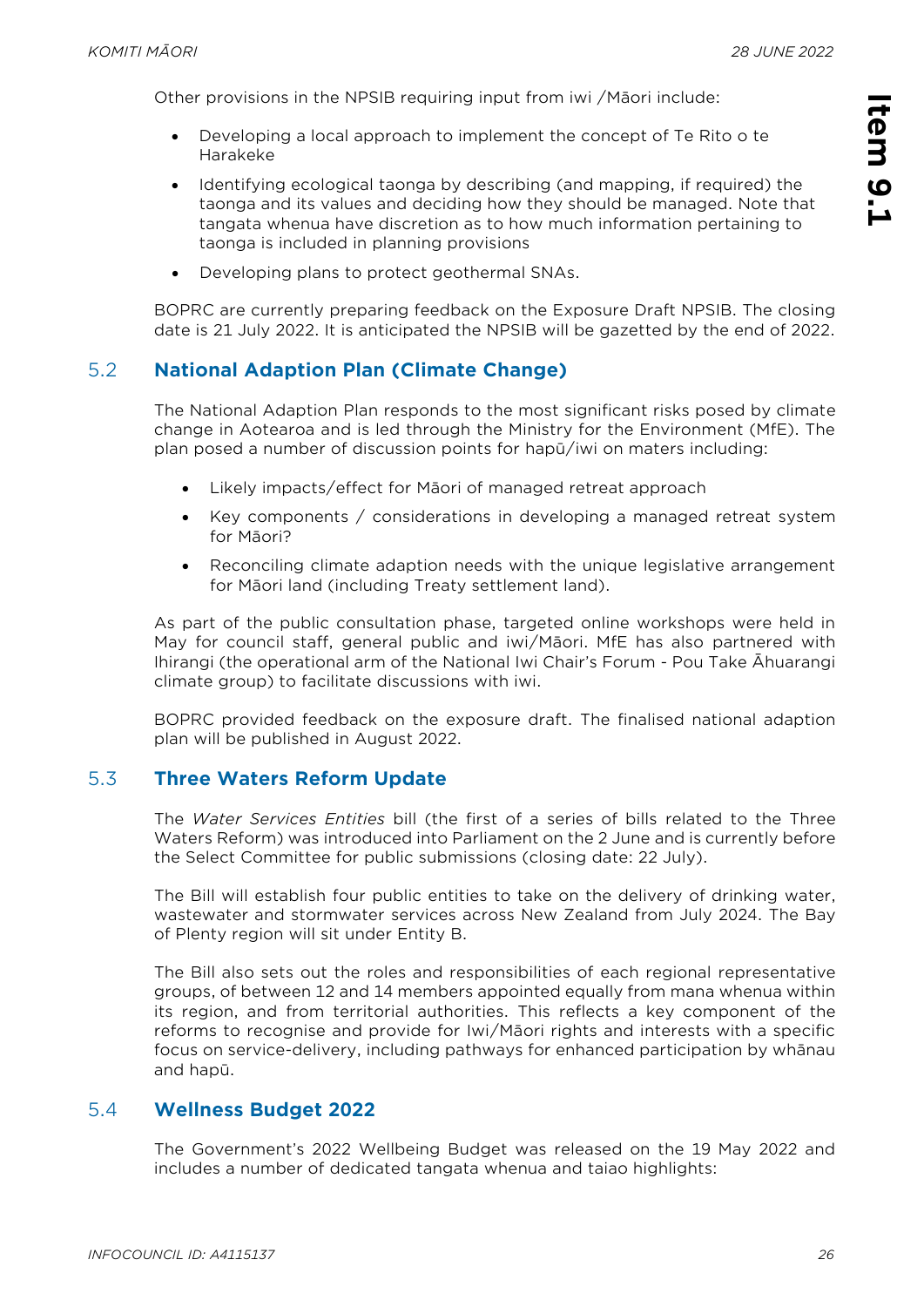Other provisions in the NPSIB requiring input from iwi /Māori include:

- Developing a local approach to implement the concept of Te Rito o te Harakeke
- Identifying ecological taonga by describing (and mapping, if required) the taonga and its values and deciding how they should be managed. Note that tangata whenua have discretion as to how much information pertaining to taonga is included in planning provisions
- Developing plans to protect geothermal SNAs.

BOPRC are currently preparing feedback on the Exposure Draft NPSIB. The closing date is 21 July 2022. It is anticipated the NPSIB will be gazetted by the end of 2022.

### 5.2 National Adaption Plan (Climate Change)

The National Adaption Plan responds to the most significant risks posed by climate change in Aotearoa and is led through the Ministry for the Environment (MfE). The plan posed a number of discussion points for hapū/iwi on maters including:

- Likely impacts/effect for Māori of managed retreat approach
- Key components / considerations in developing a managed retreat system for Māori?
- Reconciling climate adaption needs with the unique legislative arrangement for Māori land (including Treaty settlement land).

As part of the public consultation phase, targeted online workshops were held in May for council staff, general public and iwi/Māori. MfE has also partnered with Ihirangi (the operational arm of the National Iwi Chair's Forum - Pou Take Āhuarangi climate group) to facilitate discussions with iwi.

BOPRC provided feedback on the exposure draft. The finalised national adaption plan will be published in August 2022.

### 5.3 Three Waters Reform Update

The *Water Services Entities* bill (the first of a series of bills related to the Three Waters Reform) was introduced into Parliament on the 2 June and is currently before the Select Committee for public submissions (closing date: 22 July).

The Bill will establish four public entities to take on the delivery of drinking water, wastewater and stormwater services across New Zealand from July 2024. The Bay of Plenty region will sit under Entity B.

The Bill also sets out the roles and responsibilities of each regional representative groups, of between 12 and 14 members appointed equally from mana whenua within its region, and from territorial authorities. This reflects a key component of the reforms to recognise and provide for Iwi/Māori rights and interests with a specific focus on service-delivery, including pathways for enhanced participation by whānau and hapū.

### 5.4 Wellness Budget 2022

The Government's 2022 Wellbeing Budget was released on the 19 May 2022 and includes a number of dedicated tangata whenua and taiao highlights: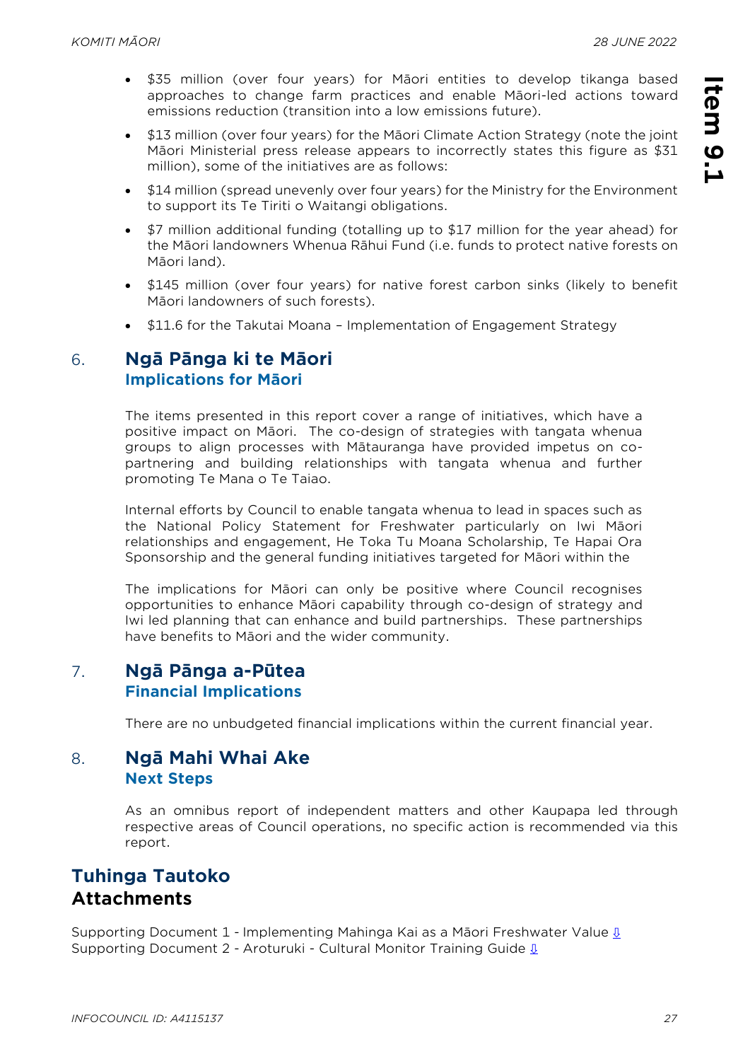- $35 million (over four years) for Māori entities to develop tikanga based approaches to change farm practices and enable Māori-led actions toward emissions reduction (transition into a low emissions future).
- $13 million (over four years) for the Māori Climate Action Strategy (note the joint Māori Ministerial press release appears to incorrectly states this figure as $31 million), some of the initiatives are as follows:
- $14 million (spread unevenly over four years) for the Ministry for the Environment to support its Te Tiriti o Waitangi obligations.
- $7 million additional funding (totalling up to $17 million for the year ahead) for the Māori landowners Whenua Rāhui Fund (i.e. funds to protect native forests on Māori land).
- $145 million (over four years) for native forest carbon sinks (likely to benefit Māori landowners of such forests).
- $11.6 for the Takutai Moana – Implementation of Engagement Strategy

## 6. Ngā Pānga ki te Māori
### Implications for Māori

The items presented in this report cover a range of initiatives, which have a positive impact on Māori. The co-design of strategies with tangata whenua groups to align processes with Mātauranga have provided impetus on co-partnering and building relationships with tangata whenua and further promoting Te Mana o Te Taiao.

Internal efforts by Council to enable tangata whenua to lead in spaces such as the National Policy Statement for Freshwater particularly on Iwi Māori relationships and engagement, He Toka Tu Moana Scholarship, Te Hapai Ora Sponsorship and the general funding initiatives targeted for Māori within the

The implications for Māori can only be positive where Council recognises opportunities to enhance Māori capability through co-design of strategy and Iwi led planning that can enhance and build partnerships. These partnerships have benefits to Māori and the wider community.

## 7. Ngā Pānga a-Pūtea
### Financial Implications

There are no unbudgeted financial implications within the current financial year.

## 8. Ngā Mahi Whai Ake
### Next Steps

As an omnibus report of independent matters and other Kaupapa led through respective areas of Council operations, no specific action is recommended via this report.

## Tuhinga Tautoko
## Attachments

Supporting Document 1 - Implementing Mahinga Kai as a Māori Freshwater Value ⇩
Supporting Document 2 - Aroturuki - Cultural Monitor Training Guide ⇩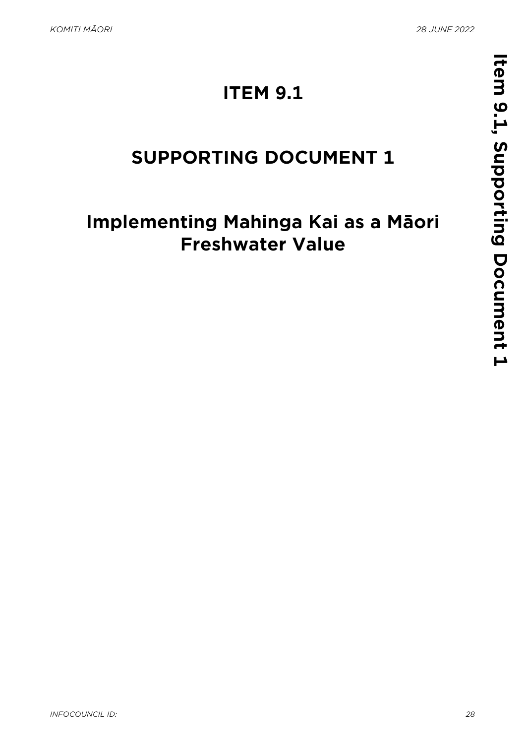# ITEM 9.1

# SUPPORTING DOCUMENT 1

# Implementing Mahinga Kai as a Māori Freshwater Value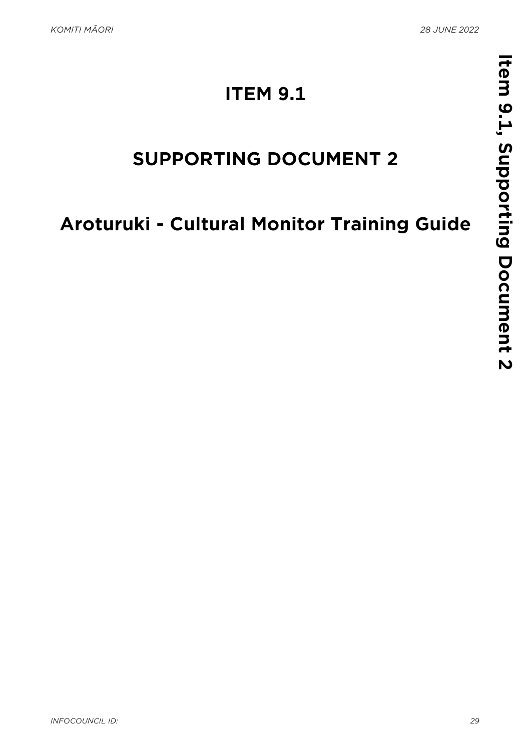# ITEM 9.1

# SUPPORTING DOCUMENT 2

# Aroturuki - Cultural Monitor Training Guide